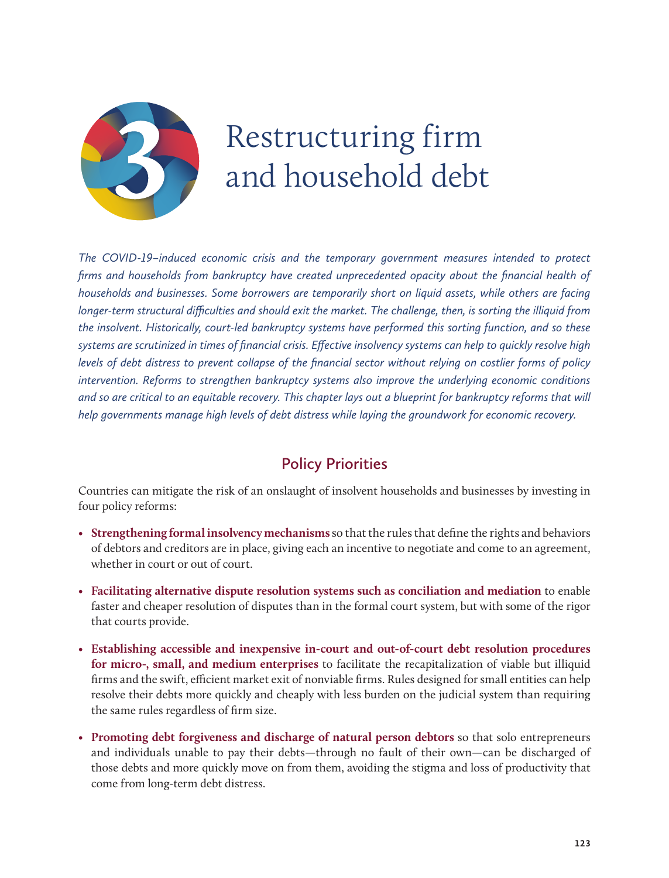# 3 Restructuring firm and household debt

*The COVID-19–induced economic crisis and the temporary government measures intended to protect firms and households from bankruptcy have created unprecedented opacity about the financial health of households and businesses. Some borrowers are temporarily short on liquid assets, while others are facing longer-term structural difficulties and should exit the market. The challenge, then, is sorting the illiquid from the insolvent. Historically, court-led bankruptcy systems have performed this sorting function, and so these systems are scrutinized in times of financial crisis. Effective insolvency systems can help to quickly resolve high levels of debt distress to prevent collapse of the financial sector without relying on costlier forms of policy intervention. Reforms to strengthen bankruptcy systems also improve the underlying economic conditions and so are critical to an equitable recovery. This chapter lays out a blueprint for bankruptcy reforms that will help governments manage high levels of debt distress while laying the groundwork for economic recovery.*

## Policy Priorities

Countries can mitigate the risk of an onslaught of insolvent households and businesses by investing in four policy reforms:

- **Strengthening formal insolvency mechanisms** so that the rules that define the rights and behaviors of debtors and creditors are in place, giving each an incentive to negotiate and come to an agreement, whether in court or out of court.
- **Facilitating alternative dispute resolution systems such as conciliation and mediation** to enable faster and cheaper resolution of disputes than in the formal court system, but with some of the rigor that courts provide.
- **Establishing accessible and inexpensive in-court and out-of-court debt resolution procedures for micro-, small, and medium enterprises** to facilitate the recapitalization of viable but illiquid firms and the swift, efficient market exit of nonviable firms. Rules designed for small entities can help resolve their debts more quickly and cheaply with less burden on the judicial system than requiring the same rules regardless of firm size.
- **Promoting debt forgiveness and discharge of natural person debtors** so that solo entrepreneurs and individuals unable to pay their debts—through no fault of their own—can be discharged of those debts and more quickly move on from them, avoiding the stigma and loss of productivity that come from long-term debt distress.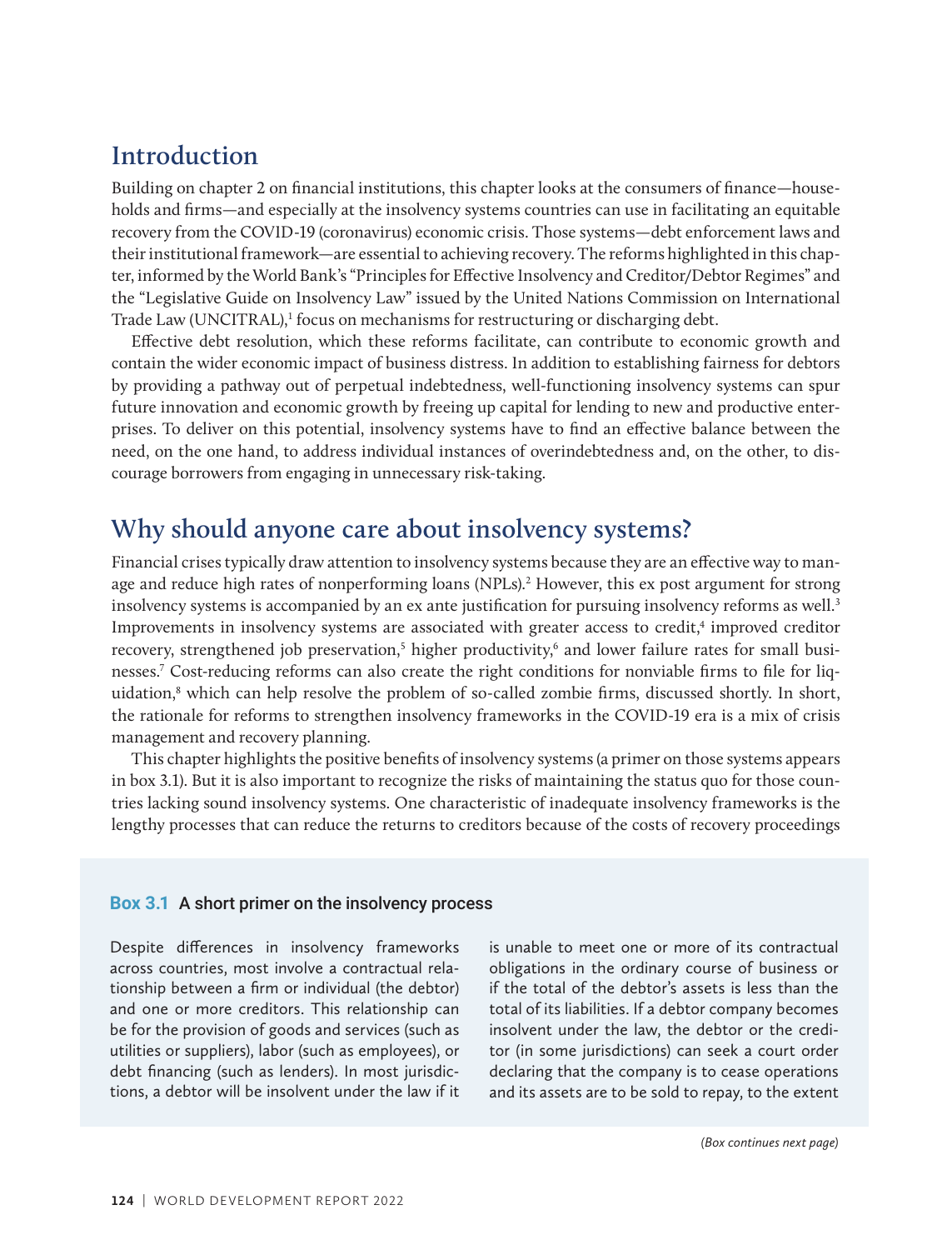## Introduction

Building on chapter 2 on financial institutions, this chapter looks at the consumers of finance—households and firms—and especially at the insolvency systems countries can use in facilitating an equitable recovery from the COVID-19 (coronavirus) economic crisis. Those systems—debt enforcement laws and their institutional framework—are essential to achieving recovery. The reforms highlighted in this chapter, informed by the World Bank's "Principles for Effective Insolvency and Creditor/Debtor Regimes" and the "Legislative Guide on Insolvency Law" issued by the United Nations Commission on International Trade Law (UNCITRAL),[1] focus on mechanisms for restructuring or discharging debt.

Effective debt resolution, which these reforms facilitate, can contribute to economic growth and contain the wider economic impact of business distress. In addition to establishing fairness for debtors by providing a pathway out of perpetual indebtedness, well-functioning insolvency systems can spur future innovation and economic growth by freeing up capital for lending to new and productive enterprises. To deliver on this potential, insolvency systems have to find an effective balance between the need, on the one hand, to address individual instances of overindebtedness and, on the other, to discourage borrowers from engaging in unnecessary risk-taking.

## Why should anyone care about insolvency systems?

Financial crises typically draw attention to insolvency systems because they are an effective way to manage and reduce high rates of nonperforming loans (NPLs).[2] However, this ex post argument for strong insolvency systems is accompanied by an ex ante justification for pursuing insolvency reforms as well.[3] Improvements in insolvency systems are associated with greater access to credit,[4] improved creditor recovery, strengthened job preservation,[5] higher productivity,[6] and lower failure rates for small businesses.[7] Cost-reducing reforms can also create the right conditions for nonviable firms to file for liquidation,[8] which can help resolve the problem of so-called zombie firms, discussed shortly. In short, the rationale for reforms to strengthen insolvency frameworks in the COVID-19 era is a mix of crisis management and recovery planning.

This chapter highlights the positive benefits of insolvency systems (a primer on those systems appears in box 3.1). But it is also important to recognize the risks of maintaining the status quo for those countries lacking sound insolvency systems. One characteristic of inadequate insolvency frameworks is the lengthy processes that can reduce the returns to creditors because of the costs of recovery proceedings

### Box 3.1 A short primer on the insolvency process

Despite differences in insolvency frameworks across countries, most involve a contractual relationship between a firm or individual (the debtor) and one or more creditors. This relationship can be for the provision of goods and services (such as utilities or suppliers), labor (such as employees), or debt financing (such as lenders). In most jurisdictions, a debtor will be insolvent under the law if it is unable to meet one or more of its contractual obligations in the ordinary course of business or if the total of the debtor's assets is less than the total of its liabilities. If a debtor company becomes insolvent under the law, the debtor or the creditor (in some jurisdictions) can seek a court order declaring that the company is to cease operations and its assets are to be sold to repay, to the extent

*(Box continues next page)*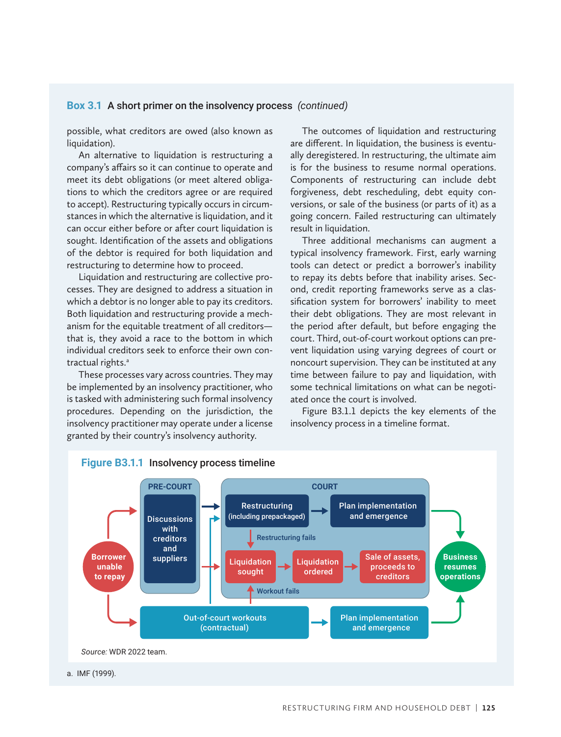## Box 3.1 A short primer on the insolvency process *(continued)*

possible, what creditors are owed (also known as liquidation).

An alternative to liquidation is restructuring a company's affairs so it can continue to operate and meet its debt obligations (or meet altered obligations to which the creditors agree or are required to accept). Restructuring typically occurs in circumstances in which the alternative is liquidation, and it can occur either before or after court liquidation is sought. Identification of the assets and obligations of the debtor is required for both liquidation and restructuring to determine how to proceed.

Liquidation and restructuring are collective processes. They are designed to address a situation in which a debtor is no longer able to pay its creditors. Both liquidation and restructuring provide a mechanism for the equitable treatment of all creditors—that is, they avoid a race to the bottom in which individual creditors seek to enforce their own contractual rights.[a]

These processes vary across countries. They may be implemented by an insolvency practitioner, who is tasked with administering such formal insolvency procedures. Depending on the jurisdiction, the insolvency practitioner may operate under a license granted by their country's insolvency authority.

The outcomes of liquidation and restructuring are different. In liquidation, the business is eventually deregistered. In restructuring, the ultimate aim is for the business to resume normal operations. Components of restructuring can include debt forgiveness, debt rescheduling, debt equity conversions, or sale of the business (or parts of it) as a going concern. Failed restructuring can ultimately result in liquidation.

Three additional mechanisms can augment a typical insolvency framework. First, early warning tools can detect or predict a borrower's inability to repay its debts before that inability arises. Second, credit reporting frameworks serve as a classification system for borrowers' inability to meet their debt obligations. They are most relevant in the period after default, but before engaging the court. Third, out-of-court workout options can prevent liquidation using varying degrees of court or noncourt supervision. They can be instituted at any time between failure to pay and liquidation, with some technical limitations on what can be negotiated once the court is involved.

Figure B3.1.1 depicts the key elements of the insolvency process in a timeline format.

**Figure B3.1.1 Insolvency process timeline**

Borrower unable to repay → PRE-COURT: Discussions with creditors and suppliers → COURT: Restructuring (including prepackaged) → Plan implementation and emergence → Business resumes operations

Restructuring fails → Liquidation sought → Liquidation ordered → Sale of assets, proceeds to creditors

Borrower unable to repay → Out-of-court workouts (contractual) → Plan implementation and emergence → Business resumes operations

Workout fails → Liquidation sought

*Source:* WDR 2022 team.

a. IMF (1999).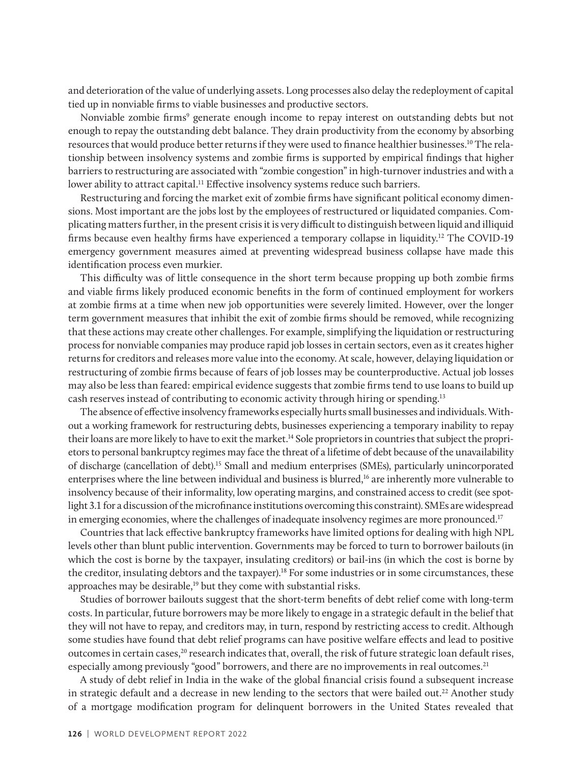and deterioration of the value of underlying assets. Long processes also delay the redeployment of capital tied up in nonviable firms to viable businesses and productive sectors.

Nonviable zombie firms[9] generate enough income to repay interest on outstanding debts but not enough to repay the outstanding debt balance. They drain productivity from the economy by absorbing resources that would produce better returns if they were used to finance healthier businesses.[10] The relationship between insolvency systems and zombie firms is supported by empirical findings that higher barriers to restructuring are associated with "zombie congestion" in high-turnover industries and with a lower ability to attract capital.[11] Effective insolvency systems reduce such barriers.

Restructuring and forcing the market exit of zombie firms have significant political economy dimensions. Most important are the jobs lost by the employees of restructured or liquidated companies. Complicating matters further, in the present crisis it is very difficult to distinguish between liquid and illiquid firms because even healthy firms have experienced a temporary collapse in liquidity.[12] The COVID-19 emergency government measures aimed at preventing widespread business collapse have made this identification process even murkier.

This difficulty was of little consequence in the short term because propping up both zombie firms and viable firms likely produced economic benefits in the form of continued employment for workers at zombie firms at a time when new job opportunities were severely limited. However, over the longer term government measures that inhibit the exit of zombie firms should be removed, while recognizing that these actions may create other challenges. For example, simplifying the liquidation or restructuring process for nonviable companies may produce rapid job losses in certain sectors, even as it creates higher returns for creditors and releases more value into the economy. At scale, however, delaying liquidation or restructuring of zombie firms because of fears of job losses may be counterproductive. Actual job losses may also be less than feared: empirical evidence suggests that zombie firms tend to use loans to build up cash reserves instead of contributing to economic activity through hiring or spending.[13]

The absence of effective insolvency frameworks especially hurts small businesses and individuals. Without a working framework for restructuring debts, businesses experiencing a temporary inability to repay their loans are more likely to have to exit the market.[14] Sole proprietors in countries that subject the proprietors to personal bankruptcy regimes may face the threat of a lifetime of debt because of the unavailability of discharge (cancellation of debt).[15] Small and medium enterprises (SMEs), particularly unincorporated enterprises where the line between individual and business is blurred,[16] are inherently more vulnerable to insolvency because of their informality, low operating margins, and constrained access to credit (see spotlight 3.1 for a discussion of the microfinance institutions overcoming this constraint). SMEs are widespread in emerging economies, where the challenges of inadequate insolvency regimes are more pronounced.[17]

Countries that lack effective bankruptcy frameworks have limited options for dealing with high NPL levels other than blunt public intervention. Governments may be forced to turn to borrower bailouts (in which the cost is borne by the taxpayer, insulating creditors) or bail-ins (in which the cost is borne by the creditor, insulating debtors and the taxpayer).[18] For some industries or in some circumstances, these approaches may be desirable,[19] but they come with substantial risks.

Studies of borrower bailouts suggest that the short-term benefits of debt relief come with long-term costs. In particular, future borrowers may be more likely to engage in a strategic default in the belief that they will not have to repay, and creditors may, in turn, respond by restricting access to credit. Although some studies have found that debt relief programs can have positive welfare effects and lead to positive outcomes in certain cases,[20] research indicates that, overall, the risk of future strategic loan default rises, especially among previously "good" borrowers, and there are no improvements in real outcomes.[21]

A study of debt relief in India in the wake of the global financial crisis found a subsequent increase in strategic default and a decrease in new lending to the sectors that were bailed out.[22] Another study of a mortgage modification program for delinquent borrowers in the United States revealed that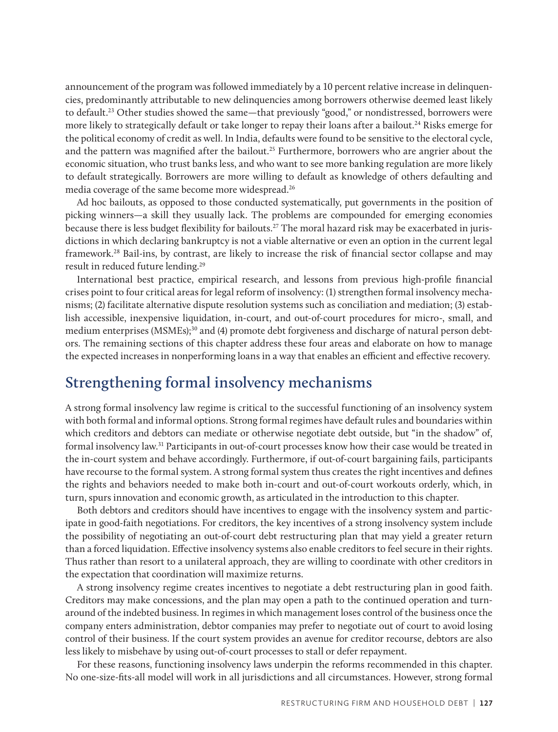announcement of the program was followed immediately by a 10 percent relative increase in delinquencies, predominantly attributable to new delinquencies among borrowers otherwise deemed least likely to default.[23] Other studies showed the same—that previously "good," or nondistressed, borrowers were more likely to strategically default or take longer to repay their loans after a bailout.[24] Risks emerge for the political economy of credit as well. In India, defaults were found to be sensitive to the electoral cycle, and the pattern was magnified after the bailout.[25] Furthermore, borrowers who are angrier about the economic situation, who trust banks less, and who want to see more banking regulation are more likely to default strategically. Borrowers are more willing to default as knowledge of others defaulting and media coverage of the same become more widespread.[26]

Ad hoc bailouts, as opposed to those conducted systematically, put governments in the position of picking winners—a skill they usually lack. The problems are compounded for emerging economies because there is less budget flexibility for bailouts.[27] The moral hazard risk may be exacerbated in jurisdictions in which declaring bankruptcy is not a viable alternative or even an option in the current legal framework.[28] Bail-ins, by contrast, are likely to increase the risk of financial sector collapse and may result in reduced future lending.[29]

International best practice, empirical research, and lessons from previous high-profile financial crises point to four critical areas for legal reform of insolvency: (1) strengthen formal insolvency mechanisms; (2) facilitate alternative dispute resolution systems such as conciliation and mediation; (3) establish accessible, inexpensive liquidation, in-court, and out-of-court procedures for micro-, small, and medium enterprises (MSMEs);[30] and (4) promote debt forgiveness and discharge of natural person debtors. The remaining sections of this chapter address these four areas and elaborate on how to manage the expected increases in nonperforming loans in a way that enables an efficient and effective recovery.

## Strengthening formal insolvency mechanisms

A strong formal insolvency law regime is critical to the successful functioning of an insolvency system with both formal and informal options. Strong formal regimes have default rules and boundaries within which creditors and debtors can mediate or otherwise negotiate debt outside, but "in the shadow" of, formal insolvency law.[31] Participants in out-of-court processes know how their case would be treated in the in-court system and behave accordingly. Furthermore, if out-of-court bargaining fails, participants have recourse to the formal system. A strong formal system thus creates the right incentives and defines the rights and behaviors needed to make both in-court and out-of-court workouts orderly, which, in turn, spurs innovation and economic growth, as articulated in the introduction to this chapter.

Both debtors and creditors should have incentives to engage with the insolvency system and participate in good-faith negotiations. For creditors, the key incentives of a strong insolvency system include the possibility of negotiating an out-of-court debt restructuring plan that may yield a greater return than a forced liquidation. Effective insolvency systems also enable creditors to feel secure in their rights. Thus rather than resort to a unilateral approach, they are willing to coordinate with other creditors in the expectation that coordination will maximize returns.

A strong insolvency regime creates incentives to negotiate a debt restructuring plan in good faith. Creditors may make concessions, and the plan may open a path to the continued operation and turnaround of the indebted business. In regimes in which management loses control of the business once the company enters administration, debtor companies may prefer to negotiate out of court to avoid losing control of their business. If the court system provides an avenue for creditor recourse, debtors are also less likely to misbehave by using out-of-court processes to stall or defer repayment.

For these reasons, functioning insolvency laws underpin the reforms recommended in this chapter. No one-size-fits-all model will work in all jurisdictions and all circumstances. However, strong formal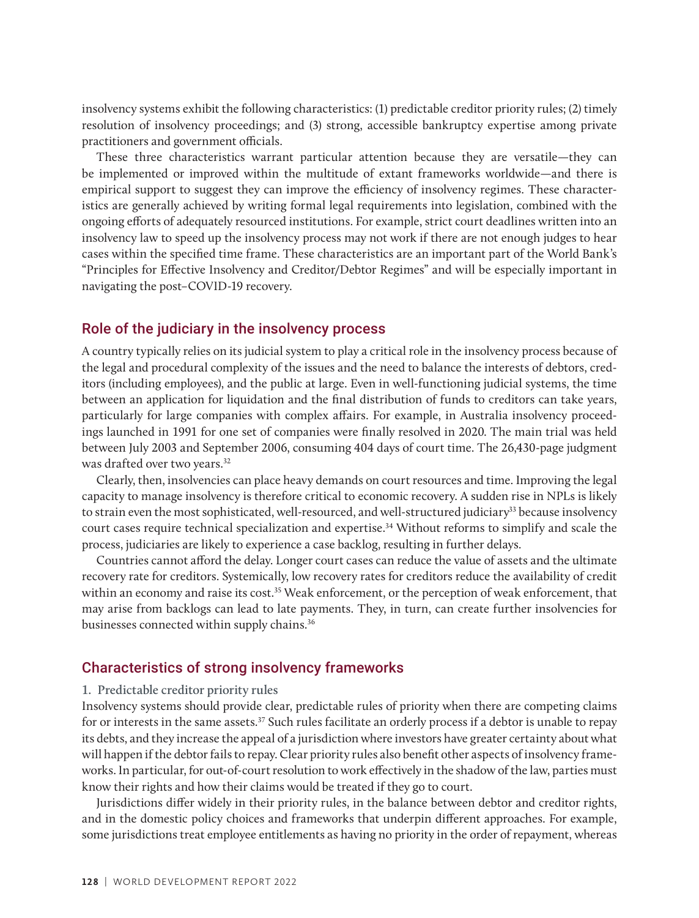insolvency systems exhibit the following characteristics: (1) predictable creditor priority rules; (2) timely resolution of insolvency proceedings; and (3) strong, accessible bankruptcy expertise among private practitioners and government officials.

These three characteristics warrant particular attention because they are versatile—they can be implemented or improved within the multitude of extant frameworks worldwide—and there is empirical support to suggest they can improve the efficiency of insolvency regimes. These characteristics are generally achieved by writing formal legal requirements into legislation, combined with the ongoing efforts of adequately resourced institutions. For example, strict court deadlines written into an insolvency law to speed up the insolvency process may not work if there are not enough judges to hear cases within the specified time frame. These characteristics are an important part of the World Bank's "Principles for Effective Insolvency and Creditor/Debtor Regimes" and will be especially important in navigating the post–COVID-19 recovery.

## Role of the judiciary in the insolvency process

A country typically relies on its judicial system to play a critical role in the insolvency process because of the legal and procedural complexity of the issues and the need to balance the interests of debtors, creditors (including employees), and the public at large. Even in well-functioning judicial systems, the time between an application for liquidation and the final distribution of funds to creditors can take years, particularly for large companies with complex affairs. For example, in Australia insolvency proceedings launched in 1991 for one set of companies were finally resolved in 2020. The main trial was held between July 2003 and September 2006, consuming 404 days of court time. The 26,430-page judgment was drafted over two years.[32]

Clearly, then, insolvencies can place heavy demands on court resources and time. Improving the legal capacity to manage insolvency is therefore critical to economic recovery. A sudden rise in NPLs is likely to strain even the most sophisticated, well-resourced, and well-structured judiciary[33] because insolvency court cases require technical specialization and expertise.[34] Without reforms to simplify and scale the process, judiciaries are likely to experience a case backlog, resulting in further delays.

Countries cannot afford the delay. Longer court cases can reduce the value of assets and the ultimate recovery rate for creditors. Systemically, low recovery rates for creditors reduce the availability of credit within an economy and raise its cost.[35] Weak enforcement, or the perception of weak enforcement, that may arise from backlogs can lead to late payments. They, in turn, can create further insolvencies for businesses connected within supply chains.[36]

## Characteristics of strong insolvency frameworks

### 1. Predictable creditor priority rules

Insolvency systems should provide clear, predictable rules of priority when there are competing claims for or interests in the same assets.[37] Such rules facilitate an orderly process if a debtor is unable to repay its debts, and they increase the appeal of a jurisdiction where investors have greater certainty about what will happen if the debtor fails to repay. Clear priority rules also benefit other aspects of insolvency frameworks. In particular, for out-of-court resolution to work effectively in the shadow of the law, parties must know their rights and how their claims would be treated if they go to court.

Jurisdictions differ widely in their priority rules, in the balance between debtor and creditor rights, and in the domestic policy choices and frameworks that underpin different approaches. For example, some jurisdictions treat employee entitlements as having no priority in the order of repayment, whereas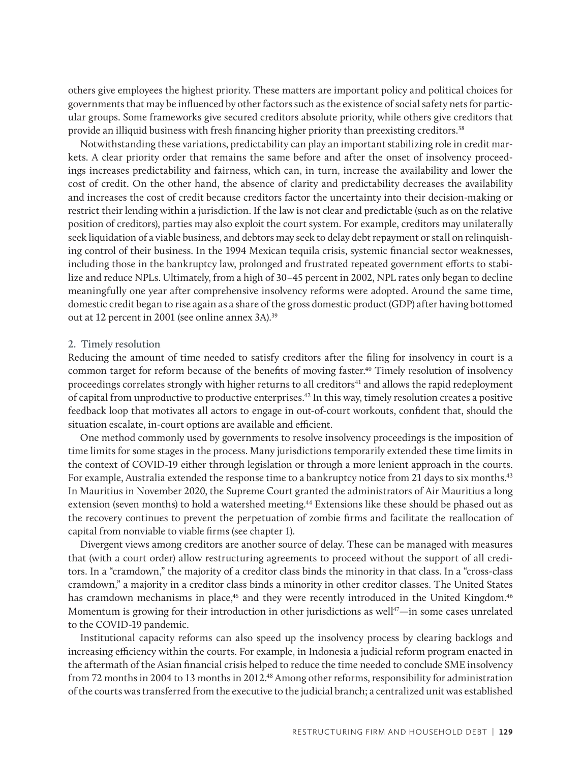others give employees the highest priority. These matters are important policy and political choices for governments that may be influenced by other factors such as the existence of social safety nets for particular groups. Some frameworks give secured creditors absolute priority, while others give creditors that provide an illiquid business with fresh financing higher priority than preexisting creditors.[38]

Notwithstanding these variations, predictability can play an important stabilizing role in credit markets. A clear priority order that remains the same before and after the onset of insolvency proceedings increases predictability and fairness, which can, in turn, increase the availability and lower the cost of credit. On the other hand, the absence of clarity and predictability decreases the availability and increases the cost of credit because creditors factor the uncertainty into their decision-making or restrict their lending within a jurisdiction. If the law is not clear and predictable (such as on the relative position of creditors), parties may also exploit the court system. For example, creditors may unilaterally seek liquidation of a viable business, and debtors may seek to delay debt repayment or stall on relinquishing control of their business. In the 1994 Mexican tequila crisis, systemic financial sector weaknesses, including those in the bankruptcy law, prolonged and frustrated repeated government efforts to stabilize and reduce NPLs. Ultimately, from a high of 30–45 percent in 2002, NPL rates only began to decline meaningfully one year after comprehensive insolvency reforms were adopted. Around the same time, domestic credit began to rise again as a share of the gross domestic product (GDP) after having bottomed out at 12 percent in 2001 (see online annex 3A).[39]

### 2. Timely resolution

Reducing the amount of time needed to satisfy creditors after the filing for insolvency in court is a common target for reform because of the benefits of moving faster.[40] Timely resolution of insolvency proceedings correlates strongly with higher returns to all creditors[41] and allows the rapid redeployment of capital from unproductive to productive enterprises.[42] In this way, timely resolution creates a positive feedback loop that motivates all actors to engage in out-of-court workouts, confident that, should the situation escalate, in-court options are available and efficient.

One method commonly used by governments to resolve insolvency proceedings is the imposition of time limits for some stages in the process. Many jurisdictions temporarily extended these time limits in the context of COVID-19 either through legislation or through a more lenient approach in the courts. For example, Australia extended the response time to a bankruptcy notice from 21 days to six months.[43] In Mauritius in November 2020, the Supreme Court granted the administrators of Air Mauritius a long extension (seven months) to hold a watershed meeting.[44] Extensions like these should be phased out as the recovery continues to prevent the perpetuation of zombie firms and facilitate the reallocation of capital from nonviable to viable firms (see chapter 1).

Divergent views among creditors are another source of delay. These can be managed with measures that (with a court order) allow restructuring agreements to proceed without the support of all creditors. In a "cramdown," the majority of a creditor class binds the minority in that class. In a "cross-class cramdown," a majority in a creditor class binds a minority in other creditor classes. The United States has cramdown mechanisms in place,[45] and they were recently introduced in the United Kingdom.[46] Momentum is growing for their introduction in other jurisdictions as well[47]—in some cases unrelated to the COVID-19 pandemic.

Institutional capacity reforms can also speed up the insolvency process by clearing backlogs and increasing efficiency within the courts. For example, in Indonesia a judicial reform program enacted in the aftermath of the Asian financial crisis helped to reduce the time needed to conclude SME insolvency from 72 months in 2004 to 13 months in 2012.[48] Among other reforms, responsibility for administration of the courts was transferred from the executive to the judicial branch; a centralized unit was established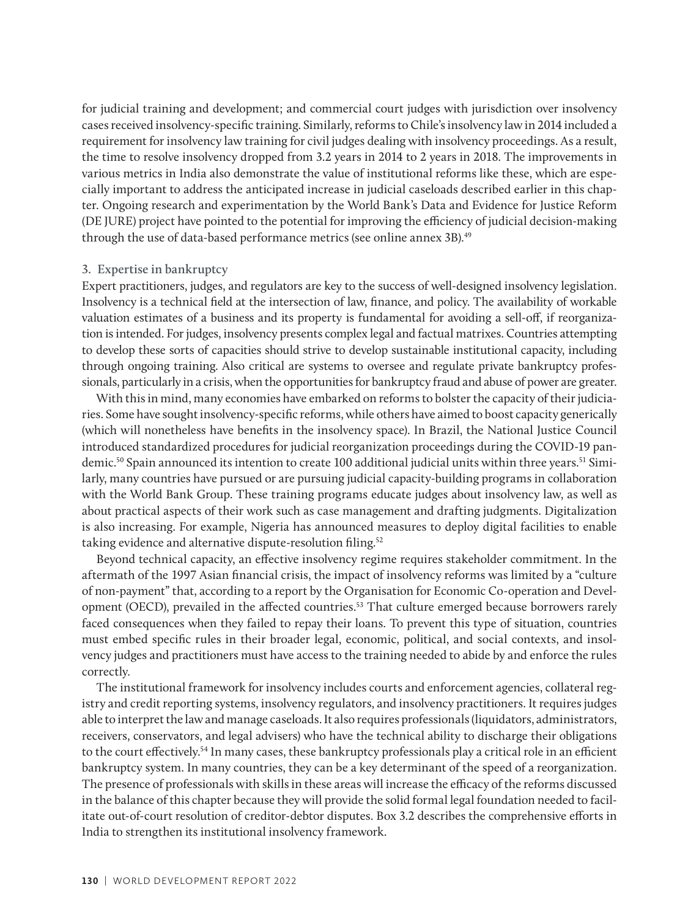for judicial training and development; and commercial court judges with jurisdiction over insolvency cases received insolvency-specific training. Similarly, reforms to Chile's insolvency law in 2014 included a requirement for insolvency law training for civil judges dealing with insolvency proceedings. As a result, the time to resolve insolvency dropped from 3.2 years in 2014 to 2 years in 2018. The improvements in various metrics in India also demonstrate the value of institutional reforms like these, which are especially important to address the anticipated increase in judicial caseloads described earlier in this chapter. Ongoing research and experimentation by the World Bank's Data and Evidence for Justice Reform (DE JURE) project have pointed to the potential for improving the efficiency of judicial decision-making through the use of data-based performance metrics (see online annex 3B).[49]

### 3. Expertise in bankruptcy

Expert practitioners, judges, and regulators are key to the success of well-designed insolvency legislation. Insolvency is a technical field at the intersection of law, finance, and policy. The availability of workable valuation estimates of a business and its property is fundamental for avoiding a sell-off, if reorganization is intended. For judges, insolvency presents complex legal and factual matrixes. Countries attempting to develop these sorts of capacities should strive to develop sustainable institutional capacity, including through ongoing training. Also critical are systems to oversee and regulate private bankruptcy professionals, particularly in a crisis, when the opportunities for bankruptcy fraud and abuse of power are greater.

With this in mind, many economies have embarked on reforms to bolster the capacity of their judiciaries. Some have sought insolvency-specific reforms, while others have aimed to boost capacity generically (which will nonetheless have benefits in the insolvency space). In Brazil, the National Justice Council introduced standardized procedures for judicial reorganization proceedings during the COVID-19 pandemic.[50] Spain announced its intention to create 100 additional judicial units within three years.[51] Similarly, many countries have pursued or are pursuing judicial capacity-building programs in collaboration with the World Bank Group. These training programs educate judges about insolvency law, as well as about practical aspects of their work such as case management and drafting judgments. Digitalization is also increasing. For example, Nigeria has announced measures to deploy digital facilities to enable taking evidence and alternative dispute-resolution filing.[52]

Beyond technical capacity, an effective insolvency regime requires stakeholder commitment. In the aftermath of the 1997 Asian financial crisis, the impact of insolvency reforms was limited by a "culture of non-payment" that, according to a report by the Organisation for Economic Co-operation and Development (OECD), prevailed in the affected countries.[53] That culture emerged because borrowers rarely faced consequences when they failed to repay their loans. To prevent this type of situation, countries must embed specific rules in their broader legal, economic, political, and social contexts, and insolvency judges and practitioners must have access to the training needed to abide by and enforce the rules correctly.

The institutional framework for insolvency includes courts and enforcement agencies, collateral registry and credit reporting systems, insolvency regulators, and insolvency practitioners. It requires judges able to interpret the law and manage caseloads. It also requires professionals (liquidators, administrators, receivers, conservators, and legal advisers) who have the technical ability to discharge their obligations to the court effectively.[54] In many cases, these bankruptcy professionals play a critical role in an efficient bankruptcy system. In many countries, they can be a key determinant of the speed of a reorganization. The presence of professionals with skills in these areas will increase the efficacy of the reforms discussed in the balance of this chapter because they will provide the solid formal legal foundation needed to facilitate out-of-court resolution of creditor-debtor disputes. Box 3.2 describes the comprehensive efforts in India to strengthen its institutional insolvency framework.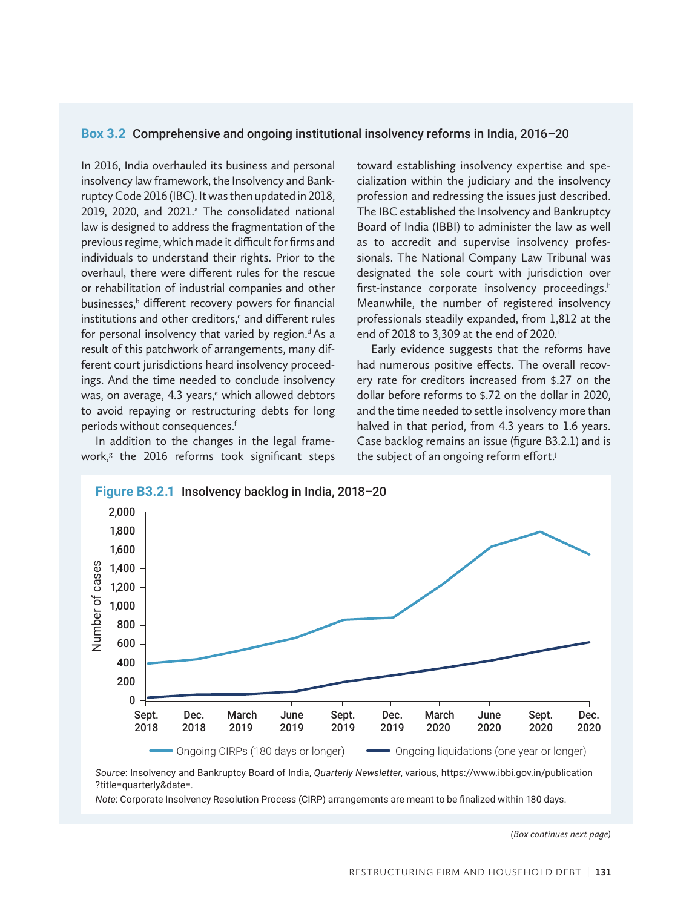## Box 3.2 Comprehensive and ongoing institutional insolvency reforms in India, 2016–20

In 2016, India overhauled its business and personal insolvency law framework, the Insolvency and Bankruptcy Code 2016 (IBC). It was then updated in 2018, 2019, 2020, and 2021.[a] The consolidated national law is designed to address the fragmentation of the previous regime, which made it difficult for firms and individuals to understand their rights. Prior to the overhaul, there were different rules for the rescue or rehabilitation of industrial companies and other businesses,[b] different recovery powers for financial institutions and other creditors,[c] and different rules for personal insolvency that varied by region.[d] As a result of this patchwork of arrangements, many different court jurisdictions heard insolvency proceedings. And the time needed to conclude insolvency was, on average, 4.3 years,[e] which allowed debtors to avoid repaying or restructuring debts for long periods without consequences.[f]

In addition to the changes in the legal framework,[g] the 2016 reforms took significant steps toward establishing insolvency expertise and specialization within the judiciary and the insolvency profession and redressing the issues just described. The IBC established the Insolvency and Bankruptcy Board of India (IBBI) to administer the law as well as to accredit and supervise insolvency professionals. The National Company Law Tribunal was designated the sole court with jurisdiction over first-instance corporate insolvency proceedings.[h] Meanwhile, the number of registered insolvency professionals steadily expanded, from 1,812 at the end of 2018 to 3,309 at the end of 2020.[i]

Early evidence suggests that the reforms have had numerous positive effects. The overall recovery rate for creditors increased from \$.27 on the dollar before reforms to \$.72 on the dollar in 2020, and the time needed to settle insolvency more than halved in that period, from 4.3 years to 1.6 years. Case backlog remains an issue (figure B3.2.1) and is the subject of an ongoing reform effort.[j]

**Figure B3.2.1** Insolvency backlog in India, 2018–20

| | Ongoing CIRPs (180 days or longer) | Ongoing liquidations (one year or longer) |
|---|---|---|
| Sept. 2018 | ~400 | ~30 |
| Dec. 2018 | ~440 | ~60 |
| March 2019 | ~550 | ~65 |
| June 2019 | ~660 | ~95 |
| Sept. 2019 | ~860 | ~195 |
| Dec. 2019 | ~880 | ~270 |
| March 2020 | ~1,230 | ~340 |
| June 2020 | ~1,640 | ~420 |
| Sept. 2020 | ~1,790 | ~530 |
| Dec. 2020 | ~1,550 | ~620 |

*Source*: Insolvency and Bankruptcy Board of India, *Quarterly Newsletter*, various, https://www.ibbi.gov.in/publication?title=quarterly&date=.

*Note*: Corporate Insolvency Resolution Process (CIRP) arrangements are meant to be finalized within 180 days.

(*Box continues next page*)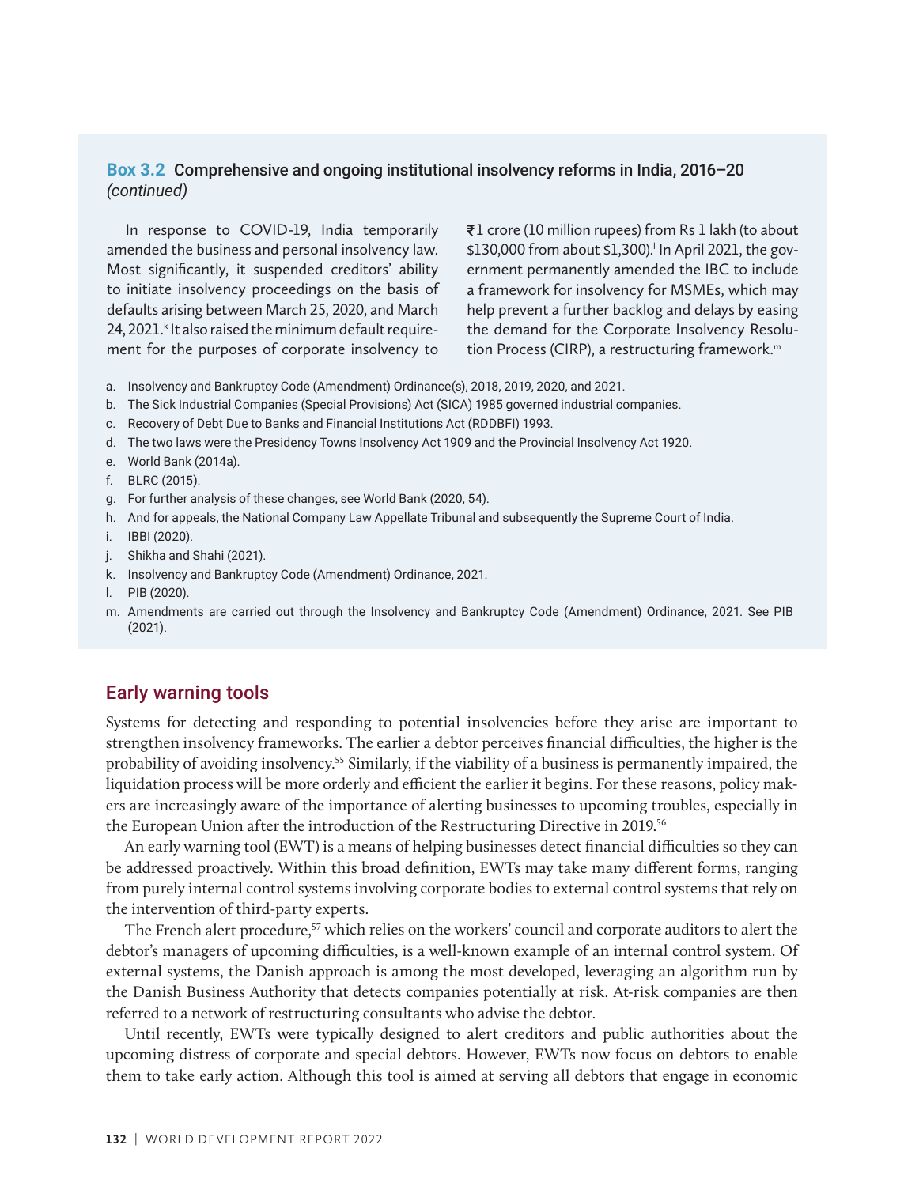### Box 3.2 Comprehensive and ongoing institutional insolvency reforms in India, 2016–20 *(continued)*

In response to COVID-19, India temporarily amended the business and personal insolvency law. Most significantly, it suspended creditors' ability to initiate insolvency proceedings on the basis of defaults arising between March 25, 2020, and March 24, 2021.[k] It also raised the minimum default requirement for the purposes of corporate insolvency to ₹1 crore (10 million rupees) from Rs 1 lakh (to about $130,000 from about $1,300).[l] In April 2021, the government permanently amended the IBC to include a framework for insolvency for MSMEs, which may help prevent a further backlog and delays by easing the demand for the Corporate Insolvency Resolution Process (CIRP), a restructuring framework.[m]

a. Insolvency and Bankruptcy Code (Amendment) Ordinance(s), 2018, 2019, 2020, and 2021.
b. The Sick Industrial Companies (Special Provisions) Act (SICA) 1985 governed industrial companies.
c. Recovery of Debt Due to Banks and Financial Institutions Act (RDDBFI) 1993.
d. The two laws were the Presidency Towns Insolvency Act 1909 and the Provincial Insolvency Act 1920.
e. World Bank (2014a).
f. BLRC (2015).
g. For further analysis of these changes, see World Bank (2020, 54).
h. And for appeals, the National Company Law Appellate Tribunal and subsequently the Supreme Court of India.
i. IBBI (2020).
j. Shikha and Shahi (2021).
k. Insolvency and Bankruptcy Code (Amendment) Ordinance, 2021.
l. PIB (2020).
m. Amendments are carried out through the Insolvency and Bankruptcy Code (Amendment) Ordinance, 2021. See PIB (2021).

## Early warning tools

Systems for detecting and responding to potential insolvencies before they arise are important to strengthen insolvency frameworks. The earlier a debtor perceives financial difficulties, the higher is the probability of avoiding insolvency.[55] Similarly, if the viability of a business is permanently impaired, the liquidation process will be more orderly and efficient the earlier it begins. For these reasons, policy makers are increasingly aware of the importance of alerting businesses to upcoming troubles, especially in the European Union after the introduction of the Restructuring Directive in 2019.[56]

An early warning tool (EWT) is a means of helping businesses detect financial difficulties so they can be addressed proactively. Within this broad definition, EWTs may take many different forms, ranging from purely internal control systems involving corporate bodies to external control systems that rely on the intervention of third-party experts.

The French alert procedure,[57] which relies on the workers' council and corporate auditors to alert the debtor's managers of upcoming difficulties, is a well-known example of an internal control system. Of external systems, the Danish approach is among the most developed, leveraging an algorithm run by the Danish Business Authority that detects companies potentially at risk. At-risk companies are then referred to a network of restructuring consultants who advise the debtor.

Until recently, EWTs were typically designed to alert creditors and public authorities about the upcoming distress of corporate and special debtors. However, EWTs now focus on debtors to enable them to take early action. Although this tool is aimed at serving all debtors that engage in economic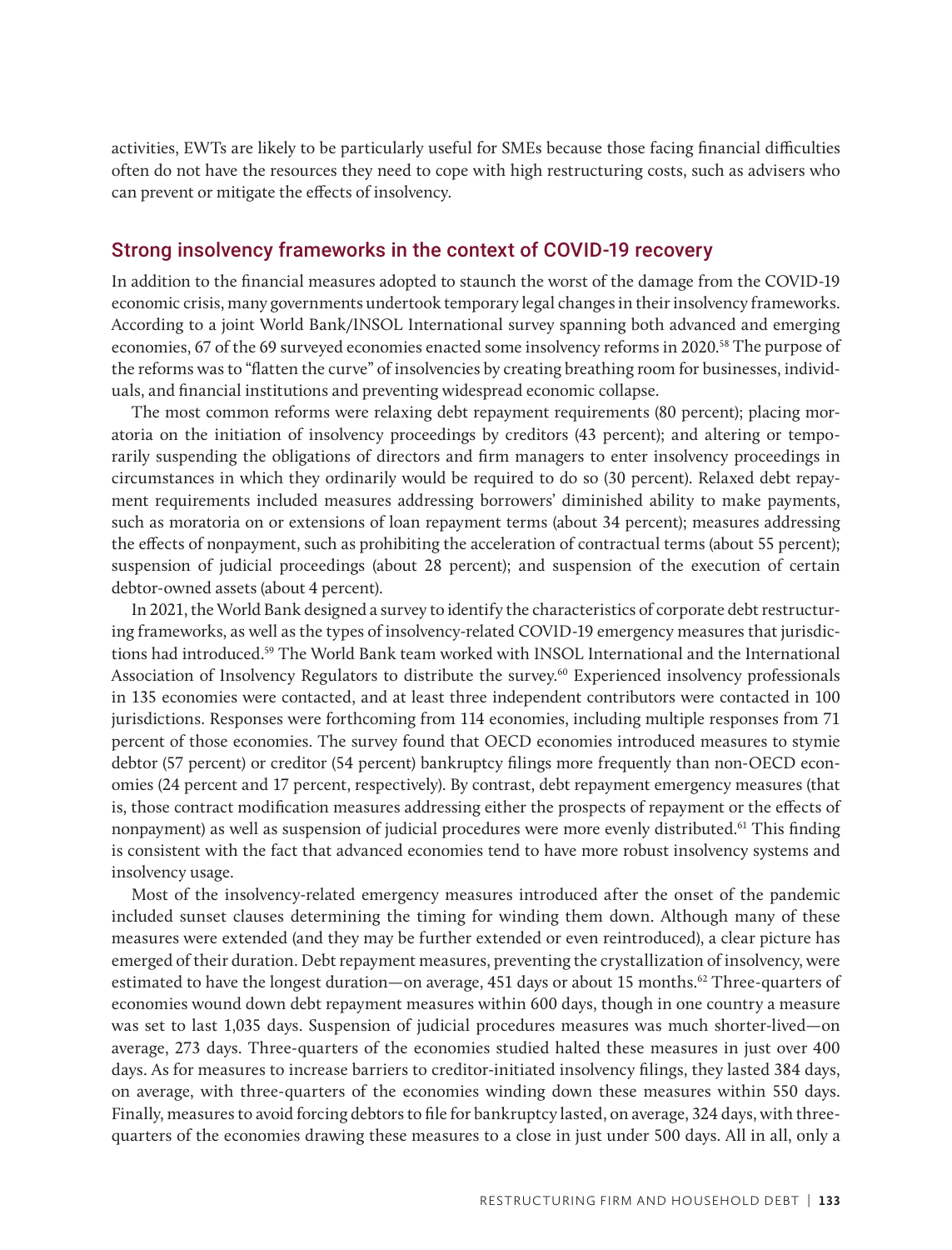activities, EWTs are likely to be particularly useful for SMEs because those facing financial difficulties often do not have the resources they need to cope with high restructuring costs, such as advisers who can prevent or mitigate the effects of insolvency.

## Strong insolvency frameworks in the context of COVID-19 recovery

In addition to the financial measures adopted to staunch the worst of the damage from the COVID-19 economic crisis, many governments undertook temporary legal changes in their insolvency frameworks. According to a joint World Bank/INSOL International survey spanning both advanced and emerging economies, 67 of the 69 surveyed economies enacted some insolvency reforms in 2020.[58] The purpose of the reforms was to "flatten the curve" of insolvencies by creating breathing room for businesses, individuals, and financial institutions and preventing widespread economic collapse.

The most common reforms were relaxing debt repayment requirements (80 percent); placing moratoria on the initiation of insolvency proceedings by creditors (43 percent); and altering or temporarily suspending the obligations of directors and firm managers to enter insolvency proceedings in circumstances in which they ordinarily would be required to do so (30 percent). Relaxed debt repayment requirements included measures addressing borrowers' diminished ability to make payments, such as moratoria on or extensions of loan repayment terms (about 34 percent); measures addressing the effects of nonpayment, such as prohibiting the acceleration of contractual terms (about 55 percent); suspension of judicial proceedings (about 28 percent); and suspension of the execution of certain debtor-owned assets (about 4 percent).

In 2021, the World Bank designed a survey to identify the characteristics of corporate debt restructuring frameworks, as well as the types of insolvency-related COVID-19 emergency measures that jurisdictions had introduced.[59] The World Bank team worked with INSOL International and the International Association of Insolvency Regulators to distribute the survey.[60] Experienced insolvency professionals in 135 economies were contacted, and at least three independent contributors were contacted in 100 jurisdictions. Responses were forthcoming from 114 economies, including multiple responses from 71 percent of those economies. The survey found that OECD economies introduced measures to stymie debtor (57 percent) or creditor (54 percent) bankruptcy filings more frequently than non-OECD economies (24 percent and 17 percent, respectively). By contrast, debt repayment emergency measures (that is, those contract modification measures addressing either the prospects of repayment or the effects of nonpayment) as well as suspension of judicial procedures were more evenly distributed.[61] This finding is consistent with the fact that advanced economies tend to have more robust insolvency systems and insolvency usage.

Most of the insolvency-related emergency measures introduced after the onset of the pandemic included sunset clauses determining the timing for winding them down. Although many of these measures were extended (and they may be further extended or even reintroduced), a clear picture has emerged of their duration. Debt repayment measures, preventing the crystallization of insolvency, were estimated to have the longest duration—on average, 451 days or about 15 months.[62] Three-quarters of economies wound down debt repayment measures within 600 days, though in one country a measure was set to last 1,035 days. Suspension of judicial procedures measures was much shorter-lived—on average, 273 days. Three-quarters of the economies studied halted these measures in just over 400 days. As for measures to increase barriers to creditor-initiated insolvency filings, they lasted 384 days, on average, with three-quarters of the economies winding down these measures within 550 days. Finally, measures to avoid forcing debtors to file for bankruptcy lasted, on average, 324 days, with three-quarters of the economies drawing these measures to a close in just under 500 days. All in all, only a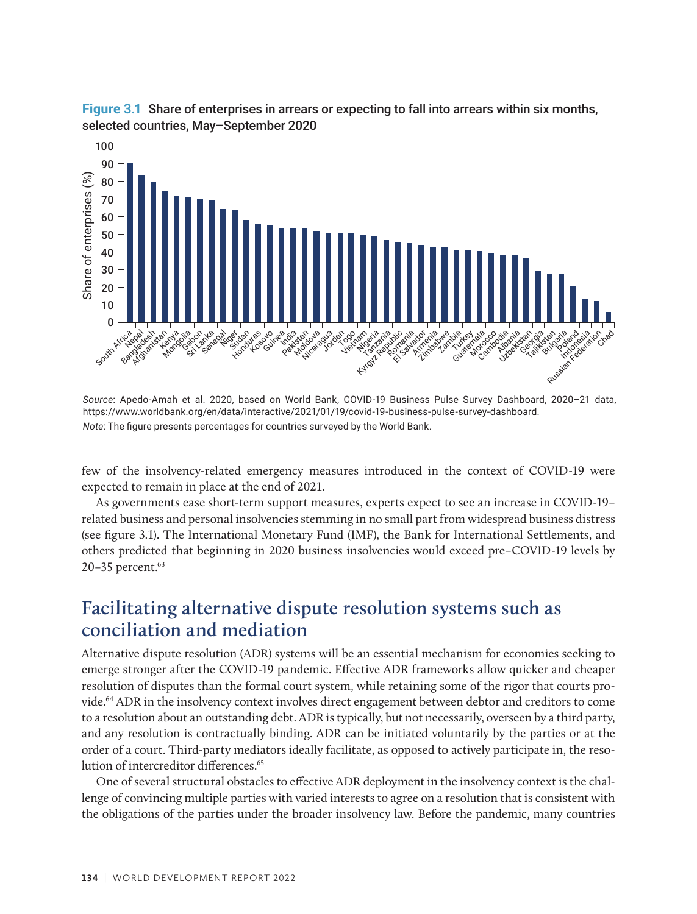**Figure 3.1 Share of enterprises in arrears or expecting to fall into arrears within six months, selected countries, May–September 2020**

*Source*: Apedo-Amah et al. 2020, based on World Bank, COVID-19 Business Pulse Survey Dashboard, 2020–21 data, https://www.worldbank.org/en/data/interactive/2021/01/19/covid-19-business-pulse-survey-dashboard.
*Note*: The figure presents percentages for countries surveyed by the World Bank.

few of the insolvency-related emergency measures introduced in the context of COVID-19 were expected to remain in place at the end of 2021.

As governments ease short-term support measures, experts expect to see an increase in COVID-19–related business and personal insolvencies stemming in no small part from widespread business distress (see figure 3.1). The International Monetary Fund (IMF), the Bank for International Settlements, and others predicted that beginning in 2020 business insolvencies would exceed pre–COVID-19 levels by 20–35 percent.[63]

## Facilitating alternative dispute resolution systems such as conciliation and mediation

Alternative dispute resolution (ADR) systems will be an essential mechanism for economies seeking to emerge stronger after the COVID-19 pandemic. Effective ADR frameworks allow quicker and cheaper resolution of disputes than the formal court system, while retaining some of the rigor that courts provide.[64] ADR in the insolvency context involves direct engagement between debtor and creditors to come to a resolution about an outstanding debt. ADR is typically, but not necessarily, overseen by a third party, and any resolution is contractually binding. ADR can be initiated voluntarily by the parties or at the order of a court. Third-party mediators ideally facilitate, as opposed to actively participate in, the resolution of intercreditor differences.[65]

One of several structural obstacles to effective ADR deployment in the insolvency context is the challenge of convincing multiple parties with varied interests to agree on a resolution that is consistent with the obligations of the parties under the broader insolvency law. Before the pandemic, many countries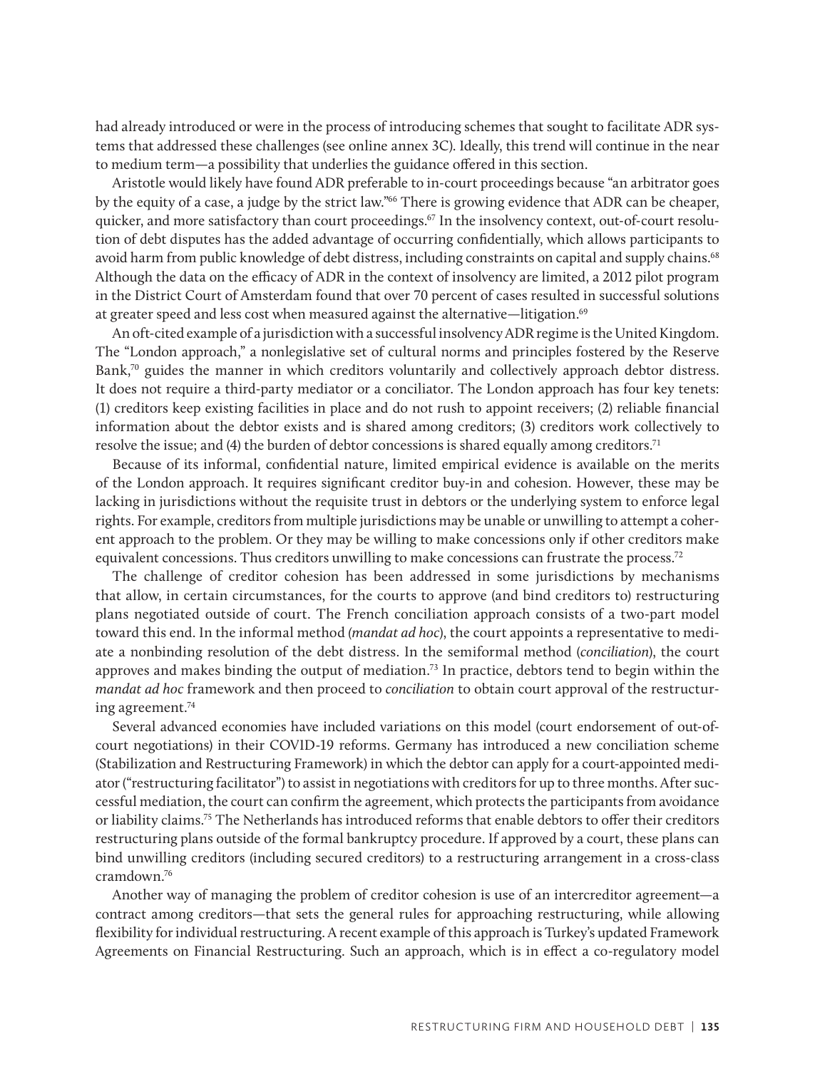had already introduced or were in the process of introducing schemes that sought to facilitate ADR systems that addressed these challenges (see online annex 3C). Ideally, this trend will continue in the near to medium term—a possibility that underlies the guidance offered in this section.

Aristotle would likely have found ADR preferable to in-court proceedings because "an arbitrator goes by the equity of a case, a judge by the strict law."[66] There is growing evidence that ADR can be cheaper, quicker, and more satisfactory than court proceedings.[67] In the insolvency context, out-of-court resolution of debt disputes has the added advantage of occurring confidentially, which allows participants to avoid harm from public knowledge of debt distress, including constraints on capital and supply chains.[68] Although the data on the efficacy of ADR in the context of insolvency are limited, a 2012 pilot program in the District Court of Amsterdam found that over 70 percent of cases resulted in successful solutions at greater speed and less cost when measured against the alternative—litigation.[69]

An oft-cited example of a jurisdiction with a successful insolvency ADR regime is the United Kingdom. The "London approach," a nonlegislative set of cultural norms and principles fostered by the Reserve Bank,[70] guides the manner in which creditors voluntarily and collectively approach debtor distress. It does not require a third-party mediator or a conciliator. The London approach has four key tenets: (1) creditors keep existing facilities in place and do not rush to appoint receivers; (2) reliable financial information about the debtor exists and is shared among creditors; (3) creditors work collectively to resolve the issue; and (4) the burden of debtor concessions is shared equally among creditors.[71]

Because of its informal, confidential nature, limited empirical evidence is available on the merits of the London approach. It requires significant creditor buy-in and cohesion. However, these may be lacking in jurisdictions without the requisite trust in debtors or the underlying system to enforce legal rights. For example, creditors from multiple jurisdictions may be unable or unwilling to attempt a coherent approach to the problem. Or they may be willing to make concessions only if other creditors make equivalent concessions. Thus creditors unwilling to make concessions can frustrate the process.[72]

The challenge of creditor cohesion has been addressed in some jurisdictions by mechanisms that allow, in certain circumstances, for the courts to approve (and bind creditors to) restructuring plans negotiated outside of court. The French conciliation approach consists of a two-part model toward this end. In the informal method (*mandat ad hoc*), the court appoints a representative to mediate a nonbinding resolution of the debt distress. In the semiformal method (*conciliation*), the court approves and makes binding the output of mediation.[73] In practice, debtors tend to begin within the *mandat ad hoc* framework and then proceed to *conciliation* to obtain court approval of the restructuring agreement.[74]

Several advanced economies have included variations on this model (court endorsement of out-of-court negotiations) in their COVID-19 reforms. Germany has introduced a new conciliation scheme (Stabilization and Restructuring Framework) in which the debtor can apply for a court-appointed mediator ("restructuring facilitator") to assist in negotiations with creditors for up to three months. After successful mediation, the court can confirm the agreement, which protects the participants from avoidance or liability claims.[75] The Netherlands has introduced reforms that enable debtors to offer their creditors restructuring plans outside of the formal bankruptcy procedure. If approved by a court, these plans can bind unwilling creditors (including secured creditors) to a restructuring arrangement in a cross-class cramdown.[76]

Another way of managing the problem of creditor cohesion is use of an intercreditor agreement—a contract among creditors—that sets the general rules for approaching restructuring, while allowing flexibility for individual restructuring. A recent example of this approach is Turkey's updated Framework Agreements on Financial Restructuring. Such an approach, which is in effect a co-regulatory model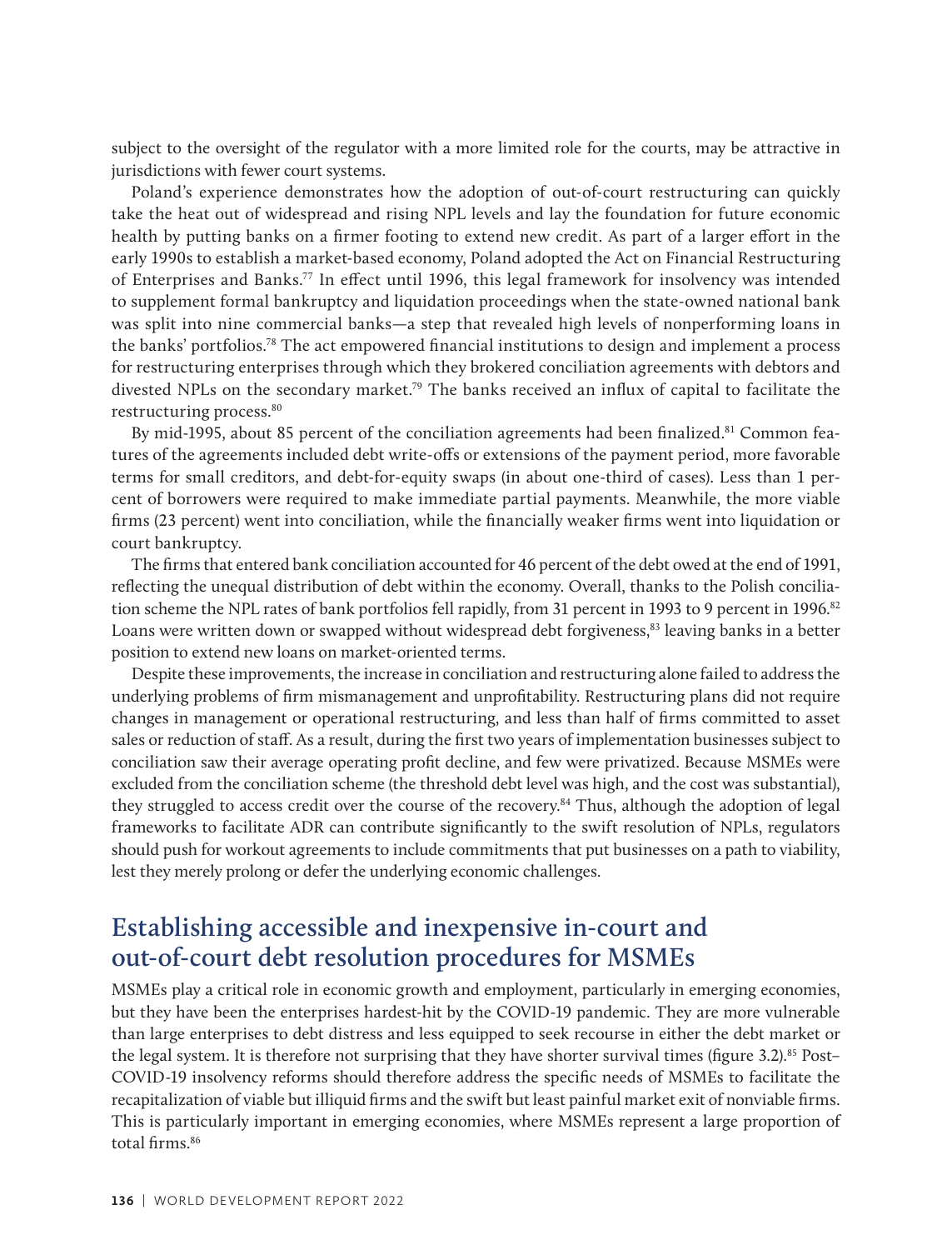subject to the oversight of the regulator with a more limited role for the courts, may be attractive in jurisdictions with fewer court systems.

Poland's experience demonstrates how the adoption of out-of-court restructuring can quickly take the heat out of widespread and rising NPL levels and lay the foundation for future economic health by putting banks on a firmer footing to extend new credit. As part of a larger effort in the early 1990s to establish a market-based economy, Poland adopted the Act on Financial Restructuring of Enterprises and Banks.[77] In effect until 1996, this legal framework for insolvency was intended to supplement formal bankruptcy and liquidation proceedings when the state-owned national bank was split into nine commercial banks—a step that revealed high levels of nonperforming loans in the banks' portfolios.[78] The act empowered financial institutions to design and implement a process for restructuring enterprises through which they brokered conciliation agreements with debtors and divested NPLs on the secondary market.[79] The banks received an influx of capital to facilitate the restructuring process.[80]

By mid-1995, about 85 percent of the conciliation agreements had been finalized.[81] Common features of the agreements included debt write-offs or extensions of the payment period, more favorable terms for small creditors, and debt-for-equity swaps (in about one-third of cases). Less than 1 percent of borrowers were required to make immediate partial payments. Meanwhile, the more viable firms (23 percent) went into conciliation, while the financially weaker firms went into liquidation or court bankruptcy.

The firms that entered bank conciliation accounted for 46 percent of the debt owed at the end of 1991, reflecting the unequal distribution of debt within the economy. Overall, thanks to the Polish conciliation scheme the NPL rates of bank portfolios fell rapidly, from 31 percent in 1993 to 9 percent in 1996.[82] Loans were written down or swapped without widespread debt forgiveness,[83] leaving banks in a better position to extend new loans on market-oriented terms.

Despite these improvements, the increase in conciliation and restructuring alone failed to address the underlying problems of firm mismanagement and unprofitability. Restructuring plans did not require changes in management or operational restructuring, and less than half of firms committed to asset sales or reduction of staff. As a result, during the first two years of implementation businesses subject to conciliation saw their average operating profit decline, and few were privatized. Because MSMEs were excluded from the conciliation scheme (the threshold debt level was high, and the cost was substantial), they struggled to access credit over the course of the recovery.[84] Thus, although the adoption of legal frameworks to facilitate ADR can contribute significantly to the swift resolution of NPLs, regulators should push for workout agreements to include commitments that put businesses on a path to viability, lest they merely prolong or defer the underlying economic challenges.

## Establishing accessible and inexpensive in-court and out-of-court debt resolution procedures for MSMEs

MSMEs play a critical role in economic growth and employment, particularly in emerging economies, but they have been the enterprises hardest-hit by the COVID-19 pandemic. They are more vulnerable than large enterprises to debt distress and less equipped to seek recourse in either the debt market or the legal system. It is therefore not surprising that they have shorter survival times (figure 3.2).[85] Post–COVID-19 insolvency reforms should therefore address the specific needs of MSMEs to facilitate the recapitalization of viable but illiquid firms and the swift but least painful market exit of nonviable firms. This is particularly important in emerging economies, where MSMEs represent a large proportion of total firms.[86]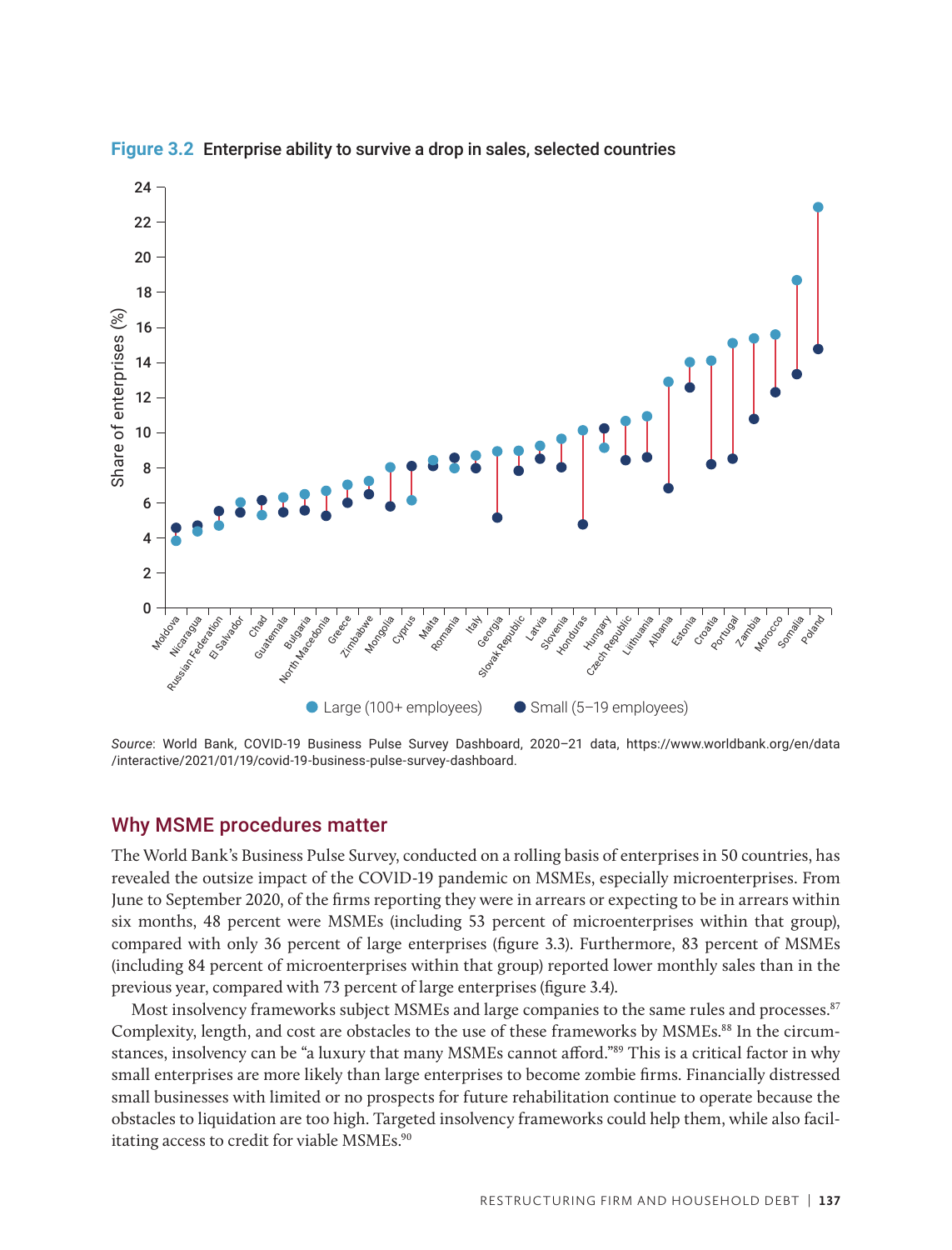**Figure 3.2** Enterprise ability to survive a drop in sales, selected countries

*Source*: World Bank, COVID-19 Business Pulse Survey Dashboard, 2020–21 data, https://www.worldbank.org/en/data/interactive/2021/01/19/covid-19-business-pulse-survey-dashboard.

## Why MSME procedures matter

The World Bank's Business Pulse Survey, conducted on a rolling basis of enterprises in 50 countries, has revealed the outsize impact of the COVID-19 pandemic on MSMEs, especially microenterprises. From June to September 2020, of the firms reporting they were in arrears or expecting to be in arrears within six months, 48 percent were MSMEs (including 53 percent of microenterprises within that group), compared with only 36 percent of large enterprises (figure 3.3). Furthermore, 83 percent of MSMEs (including 84 percent of microenterprises within that group) reported lower monthly sales than in the previous year, compared with 73 percent of large enterprises (figure 3.4).

Most insolvency frameworks subject MSMEs and large companies to the same rules and processes.[87] Complexity, length, and cost are obstacles to the use of these frameworks by MSMEs.[88] In the circumstances, insolvency can be "a luxury that many MSMEs cannot afford."[89] This is a critical factor in why small enterprises are more likely than large enterprises to become zombie firms. Financially distressed small businesses with limited or no prospects for future rehabilitation continue to operate because the obstacles to liquidation are too high. Targeted insolvency frameworks could help them, while also facilitating access to credit for viable MSMEs.[90]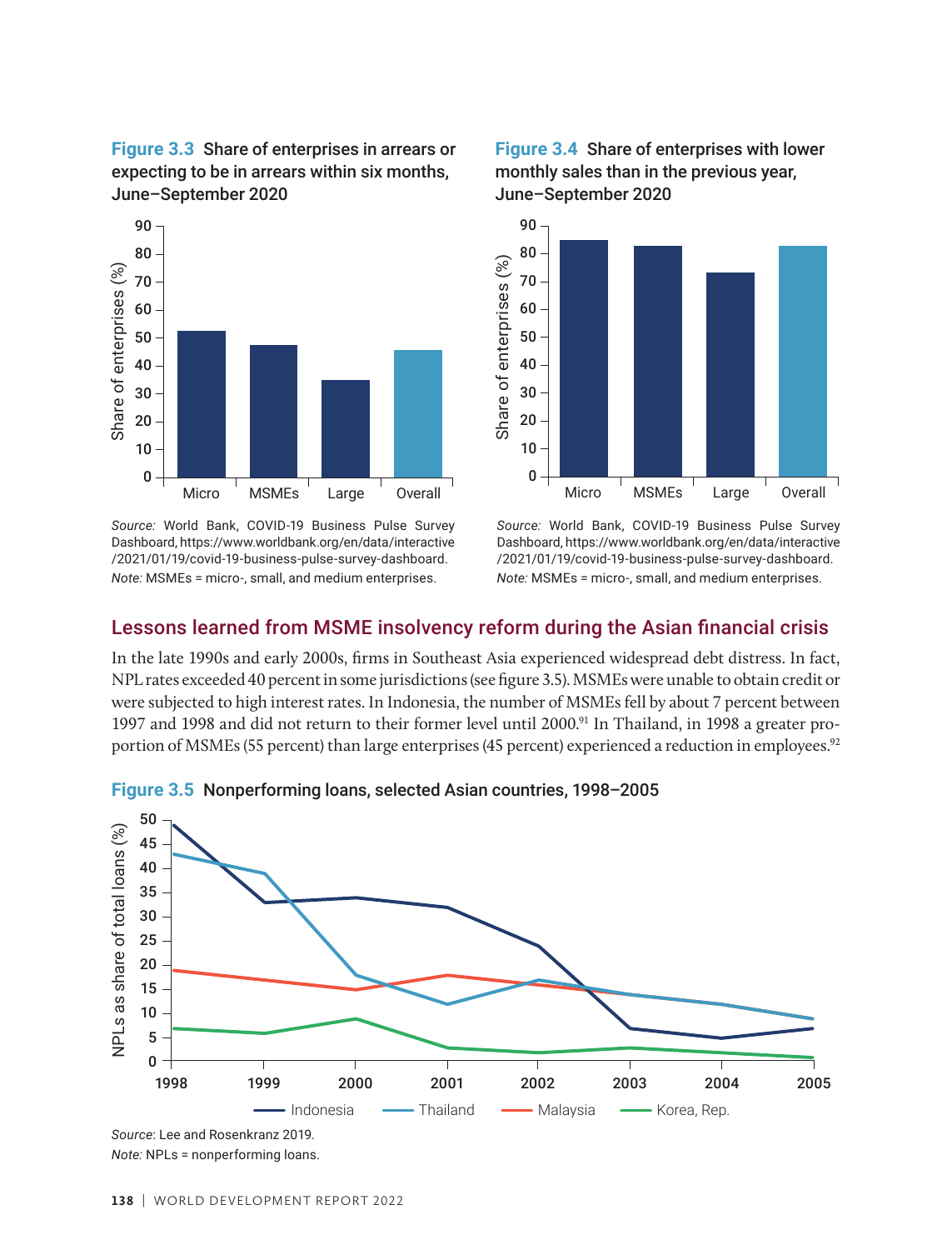**Figure 3.3** Share of enterprises in arrears or expecting to be in arrears within six months, June–September 2020

*Source:* World Bank, COVID-19 Business Pulse Survey Dashboard, https://www.worldbank.org/en/data/interactive/2021/01/19/covid-19-business-pulse-survey-dashboard.
*Note:* MSMEs = micro-, small, and medium enterprises.

**Figure 3.4** Share of enterprises with lower monthly sales than in the previous year, June–September 2020

*Source:* World Bank, COVID-19 Business Pulse Survey Dashboard, https://www.worldbank.org/en/data/interactive/2021/01/19/covid-19-business-pulse-survey-dashboard.
*Note:* MSMEs = micro-, small, and medium enterprises.

## Lessons learned from MSME insolvency reform during the Asian financial crisis

In the late 1990s and early 2000s, firms in Southeast Asia experienced widespread debt distress. In fact, NPL rates exceeded 40 percent in some jurisdictions (see figure 3.5). MSMEs were unable to obtain credit or were subjected to high interest rates. In Indonesia, the number of MSMEs fell by about 7 percent between 1997 and 1998 and did not return to their former level until 2000.[91] In Thailand, in 1998 a greater proportion of MSMEs (55 percent) than large enterprises (45 percent) experienced a reduction in employees.[92]

**Figure 3.5** Nonperforming loans, selected Asian countries, 1998–2005

*Source*: Lee and Rosenkranz 2019.
*Note:* NPLs = nonperforming loans.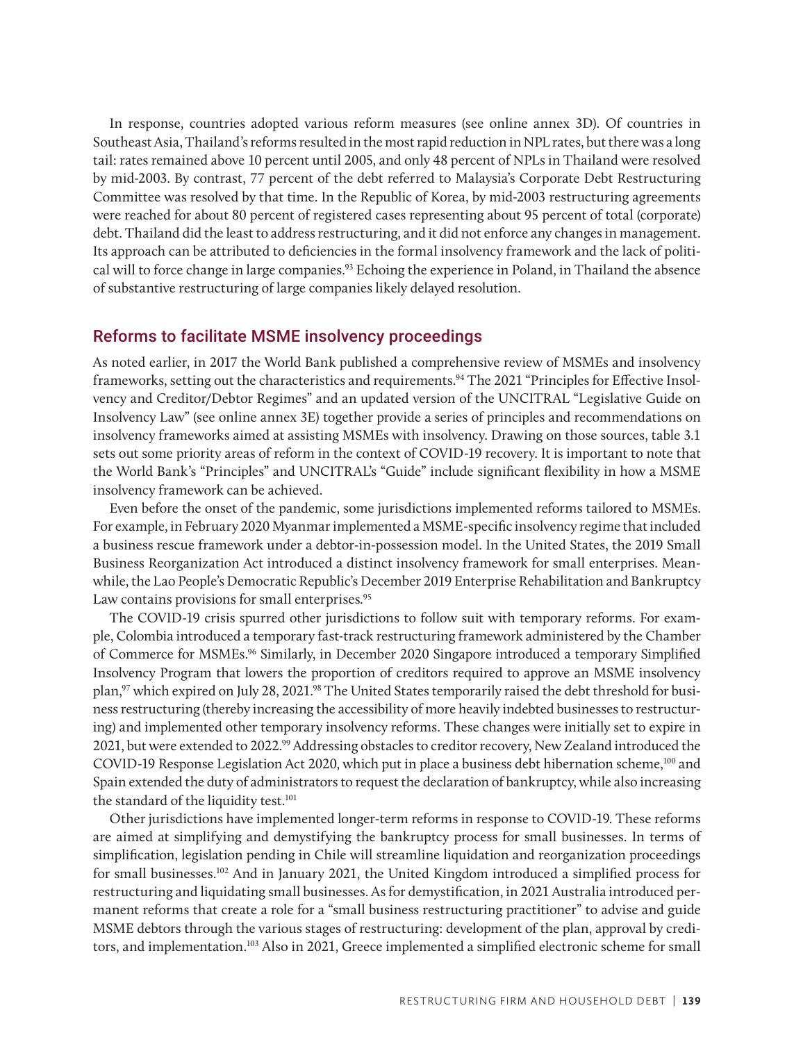In response, countries adopted various reform measures (see online annex 3D). Of countries in Southeast Asia, Thailand's reforms resulted in the most rapid reduction in NPL rates, but there was a long tail: rates remained above 10 percent until 2005, and only 48 percent of NPLs in Thailand were resolved by mid-2003. By contrast, 77 percent of the debt referred to Malaysia's Corporate Debt Restructuring Committee was resolved by that time. In the Republic of Korea, by mid-2003 restructuring agreements were reached for about 80 percent of registered cases representing about 95 percent of total (corporate) debt. Thailand did the least to address restructuring, and it did not enforce any changes in management. Its approach can be attributed to deficiencies in the formal insolvency framework and the lack of political will to force change in large companies.[93] Echoing the experience in Poland, in Thailand the absence of substantive restructuring of large companies likely delayed resolution.

## Reforms to facilitate MSME insolvency proceedings

As noted earlier, in 2017 the World Bank published a comprehensive review of MSMEs and insolvency frameworks, setting out the characteristics and requirements.[94] The 2021 "Principles for Effective Insolvency and Creditor/Debtor Regimes" and an updated version of the UNCITRAL "Legislative Guide on Insolvency Law" (see online annex 3E) together provide a series of principles and recommendations on insolvency frameworks aimed at assisting MSMEs with insolvency. Drawing on those sources, table 3.1 sets out some priority areas of reform in the context of COVID-19 recovery. It is important to note that the World Bank's "Principles" and UNCITRAL's "Guide" include significant flexibility in how a MSME insolvency framework can be achieved.

Even before the onset of the pandemic, some jurisdictions implemented reforms tailored to MSMEs. For example, in February 2020 Myanmar implemented a MSME-specific insolvency regime that included a business rescue framework under a debtor-in-possession model. In the United States, the 2019 Small Business Reorganization Act introduced a distinct insolvency framework for small enterprises. Meanwhile, the Lao People's Democratic Republic's December 2019 Enterprise Rehabilitation and Bankruptcy Law contains provisions for small enterprises.[95]

The COVID-19 crisis spurred other jurisdictions to follow suit with temporary reforms. For example, Colombia introduced a temporary fast-track restructuring framework administered by the Chamber of Commerce for MSMEs.[96] Similarly, in December 2020 Singapore introduced a temporary Simplified Insolvency Program that lowers the proportion of creditors required to approve an MSME insolvency plan,[97] which expired on July 28, 2021.[98] The United States temporarily raised the debt threshold for business restructuring (thereby increasing the accessibility of more heavily indebted businesses to restructuring) and implemented other temporary insolvency reforms. These changes were initially set to expire in 2021, but were extended to 2022.[99] Addressing obstacles to creditor recovery, New Zealand introduced the COVID-19 Response Legislation Act 2020, which put in place a business debt hibernation scheme,[100] and Spain extended the duty of administrators to request the declaration of bankruptcy, while also increasing the standard of the liquidity test.[101]

Other jurisdictions have implemented longer-term reforms in response to COVID-19. These reforms are aimed at simplifying and demystifying the bankruptcy process for small businesses. In terms of simplification, legislation pending in Chile will streamline liquidation and reorganization proceedings for small businesses.[102] And in January 2021, the United Kingdom introduced a simplified process for restructuring and liquidating small businesses. As for demystification, in 2021 Australia introduced permanent reforms that create a role for a "small business restructuring practitioner" to advise and guide MSME debtors through the various stages of restructuring: development of the plan, approval by creditors, and implementation.[103] Also in 2021, Greece implemented a simplified electronic scheme for small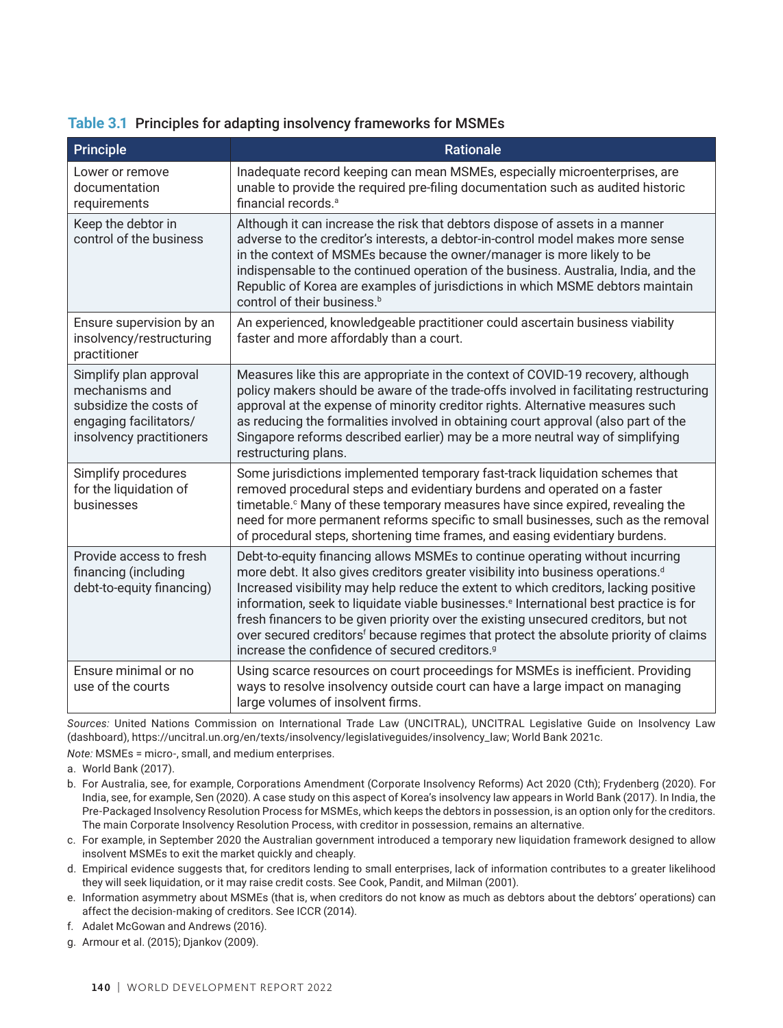**Table 3.1 Principles for adapting insolvency frameworks for MSMEs**

| Principle | Rationale |
|---|---|
| Lower or remove documentation requirements | Inadequate record keeping can mean MSMEs, especially microenterprises, are unable to provide the required pre-filing documentation such as audited historic financial records.[a] |
| Keep the debtor in control of the business | Although it can increase the risk that debtors dispose of assets in a manner adverse to the creditor's interests, a debtor-in-control model makes more sense in the context of MSMEs because the owner/manager is more likely to be indispensable to the continued operation of the business. Australia, India, and the Republic of Korea are examples of jurisdictions in which MSME debtors maintain control of their business.[b] |
| Ensure supervision by an insolvency/restructuring practitioner | An experienced, knowledgeable practitioner could ascertain business viability faster and more affordably than a court. |
| Simplify plan approval mechanisms and subsidize the costs of engaging facilitators/insolvency practitioners | Measures like this are appropriate in the context of COVID-19 recovery, although policy makers should be aware of the trade-offs involved in facilitating restructuring approval at the expense of minority creditor rights. Alternative measures such as reducing the formalities involved in obtaining court approval (also part of the Singapore reforms described earlier) may be a more neutral way of simplifying restructuring plans. |
| Simplify procedures for the liquidation of businesses | Some jurisdictions implemented temporary fast-track liquidation schemes that removed procedural steps and evidentiary burdens and operated on a faster timetable.[c] Many of these temporary measures have since expired, revealing the need for more permanent reforms specific to small businesses, such as the removal of procedural steps, shortening time frames, and easing evidentiary burdens. |
| Provide access to fresh financing (including debt-to-equity financing) | Debt-to-equity financing allows MSMEs to continue operating without incurring more debt. It also gives creditors greater visibility into business operations.[d] Increased visibility may help reduce the extent to which creditors, lacking positive information, seek to liquidate viable businesses.[e] International best practice is for fresh financers to be given priority over the existing unsecured creditors, but not over secured creditors[f] because regimes that protect the absolute priority of claims increase the confidence of secured creditors.[g] |
| Ensure minimal or no use of the courts | Using scarce resources on court proceedings for MSMEs is inefficient. Providing ways to resolve insolvency outside court can have a large impact on managing large volumes of insolvent firms. |

*Sources:* United Nations Commission on International Trade Law (UNCITRAL), UNCITRAL Legislative Guide on Insolvency Law (dashboard), https://uncitral.un.org/en/texts/insolvency/legislativeguides/insolvency_law; World Bank 2021c.

*Note:* MSMEs = micro-, small, and medium enterprises.

a. World Bank (2017).

b. For Australia, see, for example, Corporations Amendment (Corporate Insolvency Reforms) Act 2020 (Cth); Frydenberg (2020). For India, see, for example, Sen (2020). A case study on this aspect of Korea's insolvency law appears in World Bank (2017). In India, the Pre-Packaged Insolvency Resolution Process for MSMEs, which keeps the debtors in possession, is an option only for the creditors. The main Corporate Insolvency Resolution Process, with creditor in possession, remains an alternative.

c. For example, in September 2020 the Australian government introduced a temporary new liquidation framework designed to allow insolvent MSMEs to exit the market quickly and cheaply.

d. Empirical evidence suggests that, for creditors lending to small enterprises, lack of information contributes to a greater likelihood they will seek liquidation, or it may raise credit costs. See Cook, Pandit, and Milman (2001).

e. Information asymmetry about MSMEs (that is, when creditors do not know as much as debtors about the debtors' operations) can affect the decision-making of creditors. See ICCR (2014).

f. Adalet McGowan and Andrews (2016).

g. Armour et al. (2015); Djankov (2009).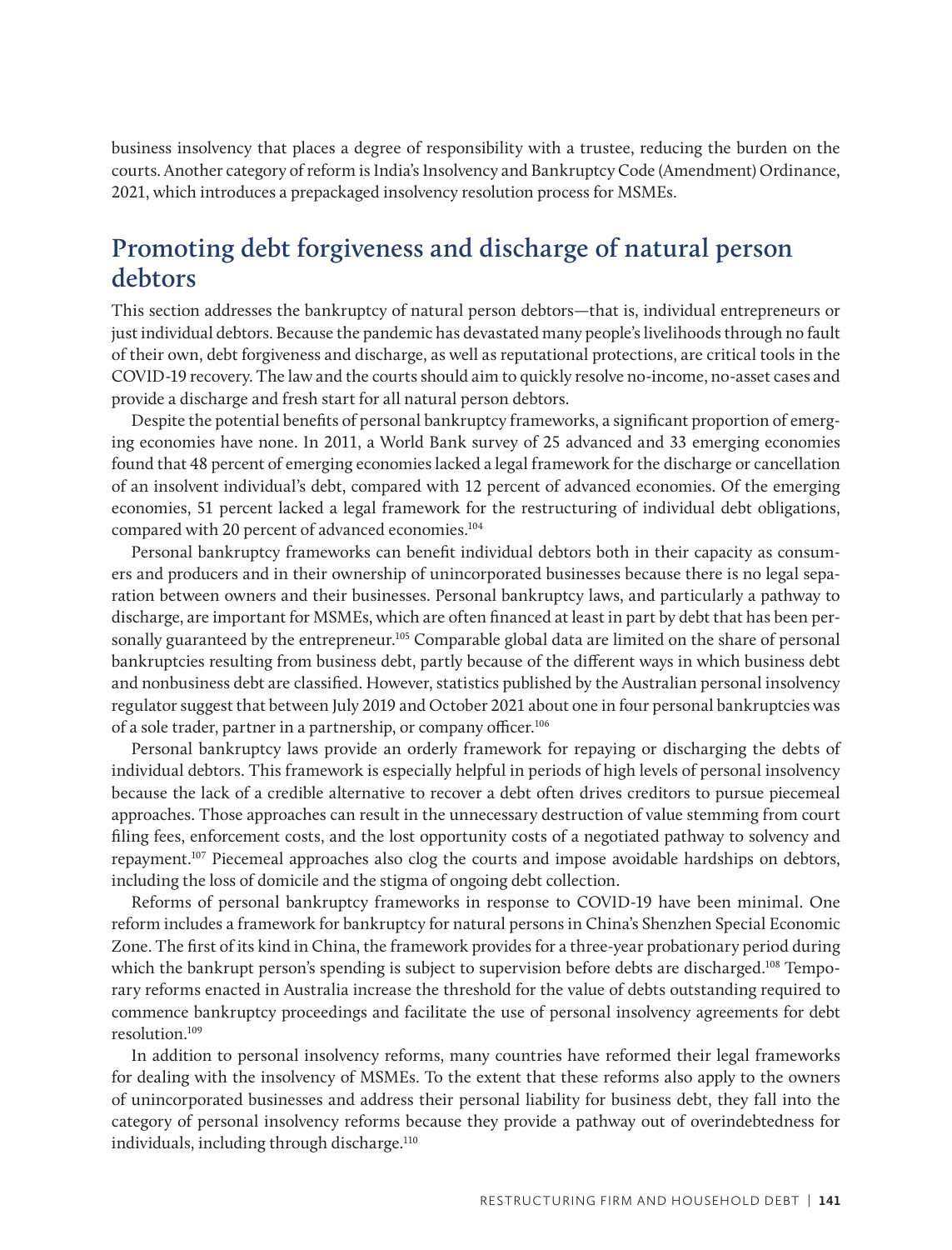business insolvency that places a degree of responsibility with a trustee, reducing the burden on the courts. Another category of reform is India's Insolvency and Bankruptcy Code (Amendment) Ordinance, 2021, which introduces a prepackaged insolvency resolution process for MSMEs.

## Promoting debt forgiveness and discharge of natural person debtors

This section addresses the bankruptcy of natural person debtors—that is, individual entrepreneurs or just individual debtors. Because the pandemic has devastated many people's livelihoods through no fault of their own, debt forgiveness and discharge, as well as reputational protections, are critical tools in the COVID-19 recovery. The law and the courts should aim to quickly resolve no-income, no-asset cases and provide a discharge and fresh start for all natural person debtors.

Despite the potential benefits of personal bankruptcy frameworks, a significant proportion of emerging economies have none. In 2011, a World Bank survey of 25 advanced and 33 emerging economies found that 48 percent of emerging economies lacked a legal framework for the discharge or cancellation of an insolvent individual's debt, compared with 12 percent of advanced economies. Of the emerging economies, 51 percent lacked a legal framework for the restructuring of individual debt obligations, compared with 20 percent of advanced economies.[104]

Personal bankruptcy frameworks can benefit individual debtors both in their capacity as consumers and producers and in their ownership of unincorporated businesses because there is no legal separation between owners and their businesses. Personal bankruptcy laws, and particularly a pathway to discharge, are important for MSMEs, which are often financed at least in part by debt that has been personally guaranteed by the entrepreneur.[105] Comparable global data are limited on the share of personal bankruptcies resulting from business debt, partly because of the different ways in which business debt and nonbusiness debt are classified. However, statistics published by the Australian personal insolvency regulator suggest that between July 2019 and October 2021 about one in four personal bankruptcies was of a sole trader, partner in a partnership, or company officer.[106]

Personal bankruptcy laws provide an orderly framework for repaying or discharging the debts of individual debtors. This framework is especially helpful in periods of high levels of personal insolvency because the lack of a credible alternative to recover a debt often drives creditors to pursue piecemeal approaches. Those approaches can result in the unnecessary destruction of value stemming from court filing fees, enforcement costs, and the lost opportunity costs of a negotiated pathway to solvency and repayment.[107] Piecemeal approaches also clog the courts and impose avoidable hardships on debtors, including the loss of domicile and the stigma of ongoing debt collection.

Reforms of personal bankruptcy frameworks in response to COVID-19 have been minimal. One reform includes a framework for bankruptcy for natural persons in China's Shenzhen Special Economic Zone. The first of its kind in China, the framework provides for a three-year probationary period during which the bankrupt person's spending is subject to supervision before debts are discharged.[108] Temporary reforms enacted in Australia increase the threshold for the value of debts outstanding required to commence bankruptcy proceedings and facilitate the use of personal insolvency agreements for debt resolution.[109]

In addition to personal insolvency reforms, many countries have reformed their legal frameworks for dealing with the insolvency of MSMEs. To the extent that these reforms also apply to the owners of unincorporated businesses and address their personal liability for business debt, they fall into the category of personal insolvency reforms because they provide a pathway out of overindebtedness for individuals, including through discharge.[110]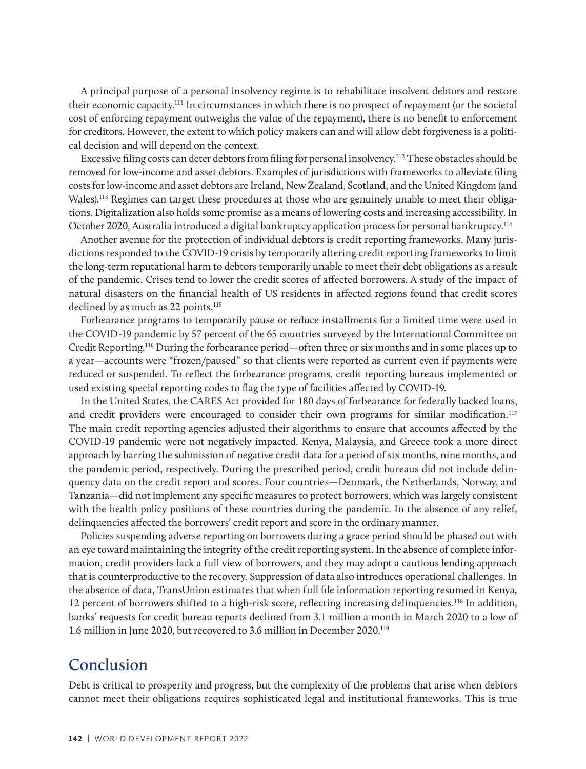A principal purpose of a personal insolvency regime is to rehabilitate insolvent debtors and restore their economic capacity.[111] In circumstances in which there is no prospect of repayment (or the societal cost of enforcing repayment outweighs the value of the repayment), there is no benefit to enforcement for creditors. However, the extent to which policy makers can and will allow debt forgiveness is a political decision and will depend on the context.

Excessive filing costs can deter debtors from filing for personal insolvency.[112] These obstacles should be removed for low-income and asset debtors. Examples of jurisdictions with frameworks to alleviate filing costs for low-income and asset debtors are Ireland, New Zealand, Scotland, and the United Kingdom (and Wales).[113] Regimes can target these procedures at those who are genuinely unable to meet their obligations. Digitalization also holds some promise as a means of lowering costs and increasing accessibility. In October 2020, Australia introduced a digital bankruptcy application process for personal bankruptcy.[114]

Another avenue for the protection of individual debtors is credit reporting frameworks. Many jurisdictions responded to the COVID-19 crisis by temporarily altering credit reporting frameworks to limit the long-term reputational harm to debtors temporarily unable to meet their debt obligations as a result of the pandemic. Crises tend to lower the credit scores of affected borrowers. A study of the impact of natural disasters on the financial health of US residents in affected regions found that credit scores declined by as much as 22 points.[115]

Forbearance programs to temporarily pause or reduce installments for a limited time were used in the COVID-19 pandemic by 57 percent of the 65 countries surveyed by the International Committee on Credit Reporting.[116] During the forbearance period—often three or six months and in some places up to a year—accounts were "frozen/paused" so that clients were reported as current even if payments were reduced or suspended. To reflect the forbearance programs, credit reporting bureaus implemented or used existing special reporting codes to flag the type of facilities affected by COVID-19.

In the United States, the CARES Act provided for 180 days of forbearance for federally backed loans, and credit providers were encouraged to consider their own programs for similar modification.[117] The main credit reporting agencies adjusted their algorithms to ensure that accounts affected by the COVID-19 pandemic were not negatively impacted. Kenya, Malaysia, and Greece took a more direct approach by barring the submission of negative credit data for a period of six months, nine months, and the pandemic period, respectively. During the prescribed period, credit bureaus did not include delinquency data on the credit report and scores. Four countries—Denmark, the Netherlands, Norway, and Tanzania—did not implement any specific measures to protect borrowers, which was largely consistent with the health policy positions of these countries during the pandemic. In the absence of any relief, delinquencies affected the borrowers' credit report and score in the ordinary manner.

Policies suspending adverse reporting on borrowers during a grace period should be phased out with an eye toward maintaining the integrity of the credit reporting system. In the absence of complete information, credit providers lack a full view of borrowers, and they may adopt a cautious lending approach that is counterproductive to the recovery. Suppression of data also introduces operational challenges. In the absence of data, TransUnion estimates that when full file information reporting resumed in Kenya, 12 percent of borrowers shifted to a high-risk score, reflecting increasing delinquencies.[118] In addition, banks' requests for credit bureau reports declined from 3.1 million a month in March 2020 to a low of 1.6 million in June 2020, but recovered to 3.6 million in December 2020.[119]

## Conclusion

Debt is critical to prosperity and progress, but the complexity of the problems that arise when debtors cannot meet their obligations requires sophisticated legal and institutional frameworks. This is true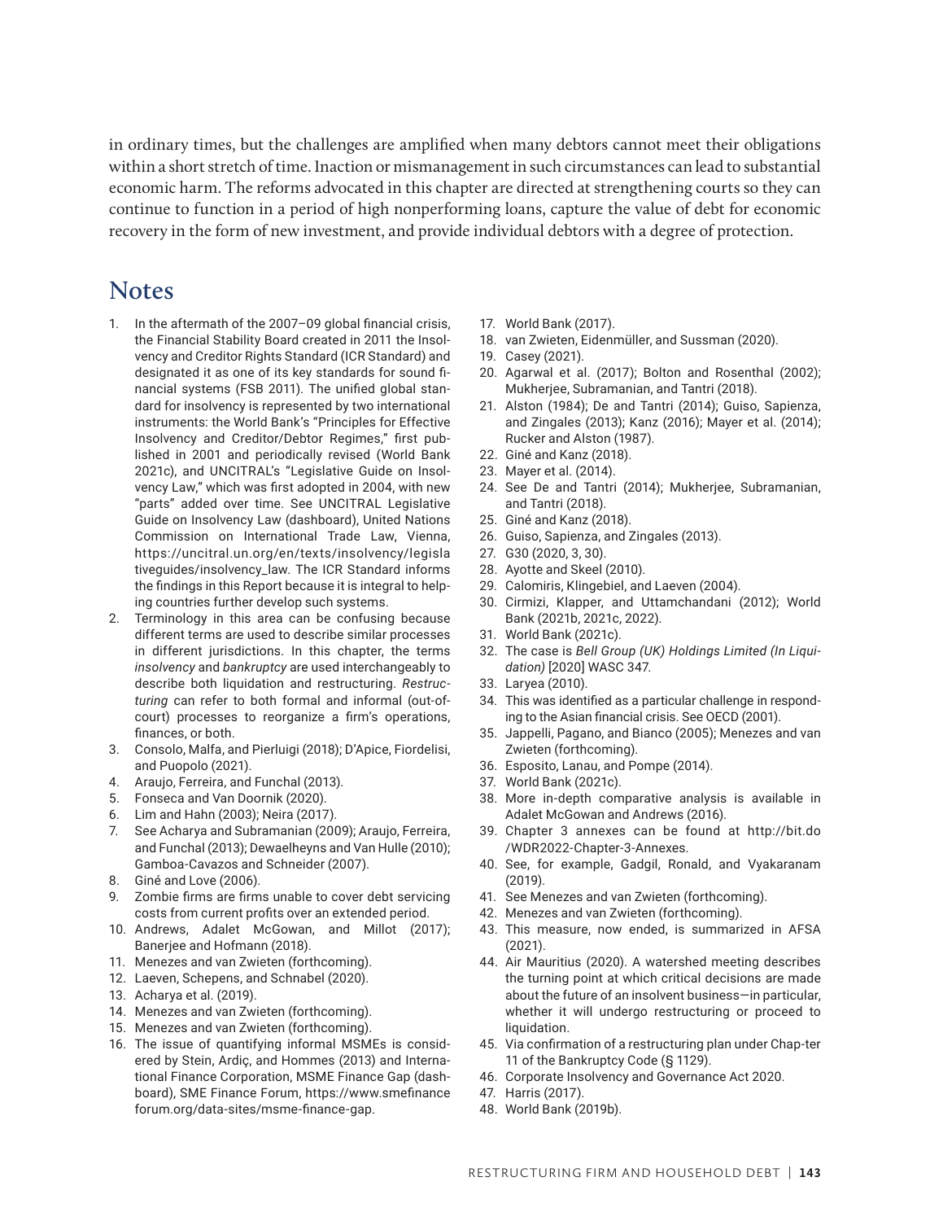in ordinary times, but the challenges are amplified when many debtors cannot meet their obligations within a short stretch of time. Inaction or mismanagement in such circumstances can lead to substantial economic harm. The reforms advocated in this chapter are directed at strengthening courts so they can continue to function in a period of high nonperforming loans, capture the value of debt for economic recovery in the form of new investment, and provide individual debtors with a degree of protection.

## Notes

1. In the aftermath of the 2007–09 global financial crisis, the Financial Stability Board created in 2011 the Insolvency and Creditor Rights Standard (ICR Standard) and designated it as one of its key standards for sound financial systems (FSB 2011). The unified global standard for insolvency is represented by two international instruments: the World Bank's "Principles for Effective Insolvency and Creditor/Debtor Regimes," first published in 2001 and periodically revised (World Bank 2021c), and UNCITRAL's "Legislative Guide on Insolvency Law," which was first adopted in 2004, with new "parts" added over time. See UNCITRAL Legislative Guide on Insolvency Law (dashboard), United Nations Commission on International Trade Law, Vienna, https://uncitral.un.org/en/texts/insolvency/legislativeguides/insolvency_law. The ICR Standard informs the findings in this Report because it is integral to helping countries further develop such systems.
2. Terminology in this area can be confusing because different terms are used to describe similar processes in different jurisdictions. In this chapter, the terms *insolvency* and *bankruptcy* are used interchangeably to describe both liquidation and restructuring. *Restructuring* can refer to both formal and informal (out-of-court) processes to reorganize a firm's operations, finances, or both.
3. Consolo, Malfa, and Pierluigi (2018); D'Apice, Fiordelisi, and Puopolo (2021).
4. Araujo, Ferreira, and Funchal (2013).
5. Fonseca and Van Doornik (2020).
6. Lim and Hahn (2003); Neira (2017).
7. See Acharya and Subramanian (2009); Araujo, Ferreira, and Funchal (2013); Dewaelheyns and Van Hulle (2010); Gamboa-Cavazos and Schneider (2007).
8. Giné and Love (2006).
9. Zombie firms are firms unable to cover debt servicing costs from current profits over an extended period.
10. Andrews, Adalet McGowan, and Millot (2017); Banerjee and Hofmann (2018).
11. Menezes and van Zwieten (forthcoming).
12. Laeven, Schepens, and Schnabel (2020).
13. Acharya et al. (2019).
14. Menezes and van Zwieten (forthcoming).
15. Menezes and van Zwieten (forthcoming).
16. The issue of quantifying informal MSMEs is considered by Stein, Ardiç, and Hommes (2013) and International Finance Corporation, MSME Finance Gap (dashboard), SME Finance Forum, https://www.smefinanceforum.org/data-sites/msme-finance-gap.
17. World Bank (2017).
18. van Zwieten, Eidenmüller, and Sussman (2020).
19. Casey (2021).
20. Agarwal et al. (2017); Bolton and Rosenthal (2002); Mukherjee, Subramanian, and Tantri (2018).
21. Alston (1984); De and Tantri (2014); Guiso, Sapienza, and Zingales (2013); Kanz (2016); Mayer et al. (2014); Rucker and Alston (1987).
22. Giné and Kanz (2018).
23. Mayer et al. (2014).
24. See De and Tantri (2014); Mukherjee, Subramanian, and Tantri (2018).
25. Giné and Kanz (2018).
26. Guiso, Sapienza, and Zingales (2013).
27. G30 (2020, 3, 30).
28. Ayotte and Skeel (2010).
29. Calomiris, Klingebiel, and Laeven (2004).
30. Cirmizi, Klapper, and Uttamchandani (2012); World Bank (2021b, 2021c, 2022).
31. World Bank (2021c).
32. The case is *Bell Group (UK) Holdings Limited (In Liquidation)* [2020] WASC 347.
33. Laryea (2010).
34. This was identified as a particular challenge in responding to the Asian financial crisis. See OECD (2001).
35. Jappelli, Pagano, and Bianco (2005); Menezes and van Zwieten (forthcoming).
36. Esposito, Lanau, and Pompe (2014).
37. World Bank (2021c).
38. More in-depth comparative analysis is available in Adalet McGowan and Andrews (2016).
39. Chapter 3 annexes can be found at http://bit.do/WDR2022-Chapter-3-Annexes.
40. See, for example, Gadgil, Ronald, and Vyakaranam (2019).
41. See Menezes and van Zwieten (forthcoming).
42. Menezes and van Zwieten (forthcoming).
43. This measure, now ended, is summarized in AFSA (2021).
44. Air Mauritius (2020). A watershed meeting describes the turning point at which critical decisions are made about the future of an insolvent business—in particular, whether it will undergo restructuring or proceed to liquidation.
45. Via confirmation of a restructuring plan under Chap-ter 11 of the Bankruptcy Code (§ 1129).
46. Corporate Insolvency and Governance Act 2020.
47. Harris (2017).
48. World Bank (2019b).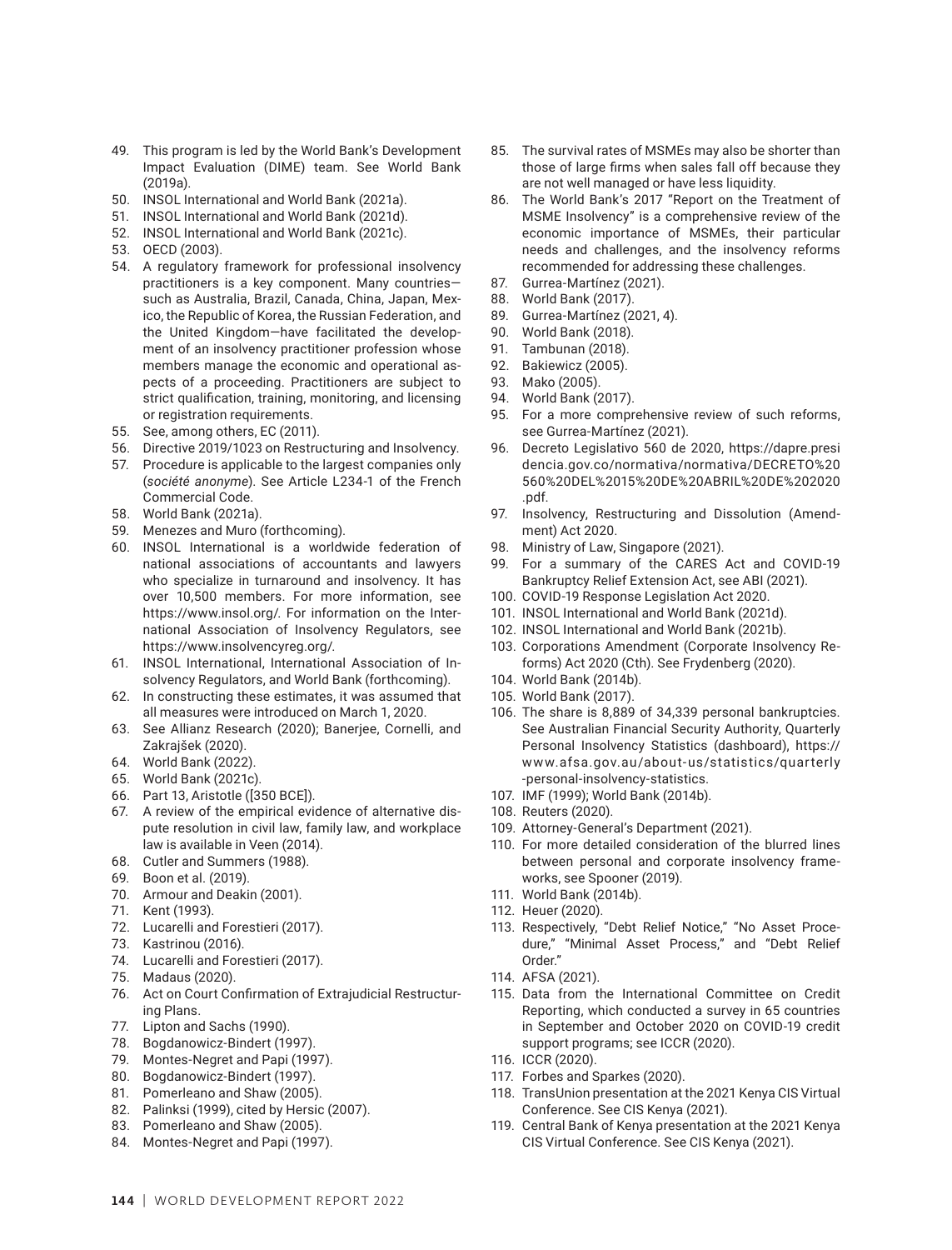49. This program is led by the World Bank's Development Impact Evaluation (DIME) team. See World Bank (2019a).
50. INSOL International and World Bank (2021a).
51. INSOL International and World Bank (2021d).
52. INSOL International and World Bank (2021c).
53. OECD (2003).
54. A regulatory framework for professional insolvency practitioners is a key component. Many countries—such as Australia, Brazil, Canada, China, Japan, Mexico, the Republic of Korea, the Russian Federation, and the United Kingdom—have facilitated the development of an insolvency practitioner profession whose members manage the economic and operational aspects of a proceeding. Practitioners are subject to strict qualification, training, monitoring, and licensing or registration requirements.
55. See, among others, EC (2011).
56. Directive 2019/1023 on Restructuring and Insolvency.
57. Procedure is applicable to the largest companies only (*société anonyme*). See Article L234-1 of the French Commercial Code.
58. World Bank (2021a).
59. Menezes and Muro (forthcoming).
60. INSOL International is a worldwide federation of national associations of accountants and lawyers who specialize in turnaround and insolvency. It has over 10,500 members. For more information, see https://www.insol.org/. For information on the International Association of Insolvency Regulators, see https://www.insolvencyreg.org/.
61. INSOL International, International Association of Insolvency Regulators, and World Bank (forthcoming).
62. In constructing these estimates, it was assumed that all measures were introduced on March 1, 2020.
63. See Allianz Research (2020); Banerjee, Cornelli, and Zakrajšek (2020).
64. World Bank (2022).
65. World Bank (2021c).
66. Part 13, Aristotle ([350 BCE]).
67. A review of the empirical evidence of alternative dispute resolution in civil law, family law, and workplace law is available in Veen (2014).
68. Cutler and Summers (1988).
69. Boon et al. (2019).
70. Armour and Deakin (2001).
71. Kent (1993).
72. Lucarelli and Forestieri (2017).
73. Kastrinou (2016).
74. Lucarelli and Forestieri (2017).
75. Madaus (2020).
76. Act on Court Confirmation of Extrajudicial Restructuring Plans.
77. Lipton and Sachs (1990).
78. Bogdanowicz-Bindert (1997).
79. Montes-Negret and Papi (1997).
80. Bogdanowicz-Bindert (1997).
81. Pomerleano and Shaw (2005).
82. Palinksi (1999), cited by Hersic (2007).
83. Pomerleano and Shaw (2005).
84. Montes-Negret and Papi (1997).
85. The survival rates of MSMEs may also be shorter than those of large firms when sales fall off because they are not well managed or have less liquidity.
86. The World Bank's 2017 "Report on the Treatment of MSME Insolvency" is a comprehensive review of the economic importance of MSMEs, their particular needs and challenges, and the insolvency reforms recommended for addressing these challenges.
87. Gurrea-Martínez (2021).
88. World Bank (2017).
89. Gurrea-Martínez (2021, 4).
90. World Bank (2018).
91. Tambunan (2018).
92. Bakiewicz (2005).
93. Mako (2005).
94. World Bank (2017).
95. For a more comprehensive review of such reforms, see Gurrea-Martínez (2021).
96. Decreto Legislativo 560 de 2020, https://dapre.presidencia.gov.co/normativa/normativa/DECRETO%20560%20DEL%2015%20DE%20ABRIL%20DE%202020.pdf.
97. Insolvency, Restructuring and Dissolution (Amendment) Act 2020.
98. Ministry of Law, Singapore (2021).
99. For a summary of the CARES Act and COVID-19 Bankruptcy Relief Extension Act, see ABI (2021).
100. COVID-19 Response Legislation Act 2020.
101. INSOL International and World Bank (2021d).
102. INSOL International and World Bank (2021b).
103. Corporations Amendment (Corporate Insolvency Reforms) Act 2020 (Cth). See Frydenberg (2020).
104. World Bank (2014b).
105. World Bank (2017).
106. The share is 8,889 of 34,339 personal bankruptcies. See Australian Financial Security Authority, Quarterly Personal Insolvency Statistics (dashboard), https://www.afsa.gov.au/about-us/statistics/quarterly-personal-insolvency-statistics.
107. IMF (1999); World Bank (2014b).
108. Reuters (2020).
109. Attorney-General's Department (2021).
110. For more detailed consideration of the blurred lines between personal and corporate insolvency frameworks, see Spooner (2019).
111. World Bank (2014b).
112. Heuer (2020).
113. Respectively, "Debt Relief Notice," "No Asset Procedure," "Minimal Asset Process," and "Debt Relief Order."
114. AFSA (2021).
115. Data from the International Committee on Credit Reporting, which conducted a survey in 65 countries in September and October 2020 on COVID-19 credit support programs; see ICCR (2020).
116. ICCR (2020).
117. Forbes and Sparkes (2020).
118. TransUnion presentation at the 2021 Kenya CIS Virtual Conference. See CIS Kenya (2021).
119. Central Bank of Kenya presentation at the 2021 Kenya CIS Virtual Conference. See CIS Kenya (2021).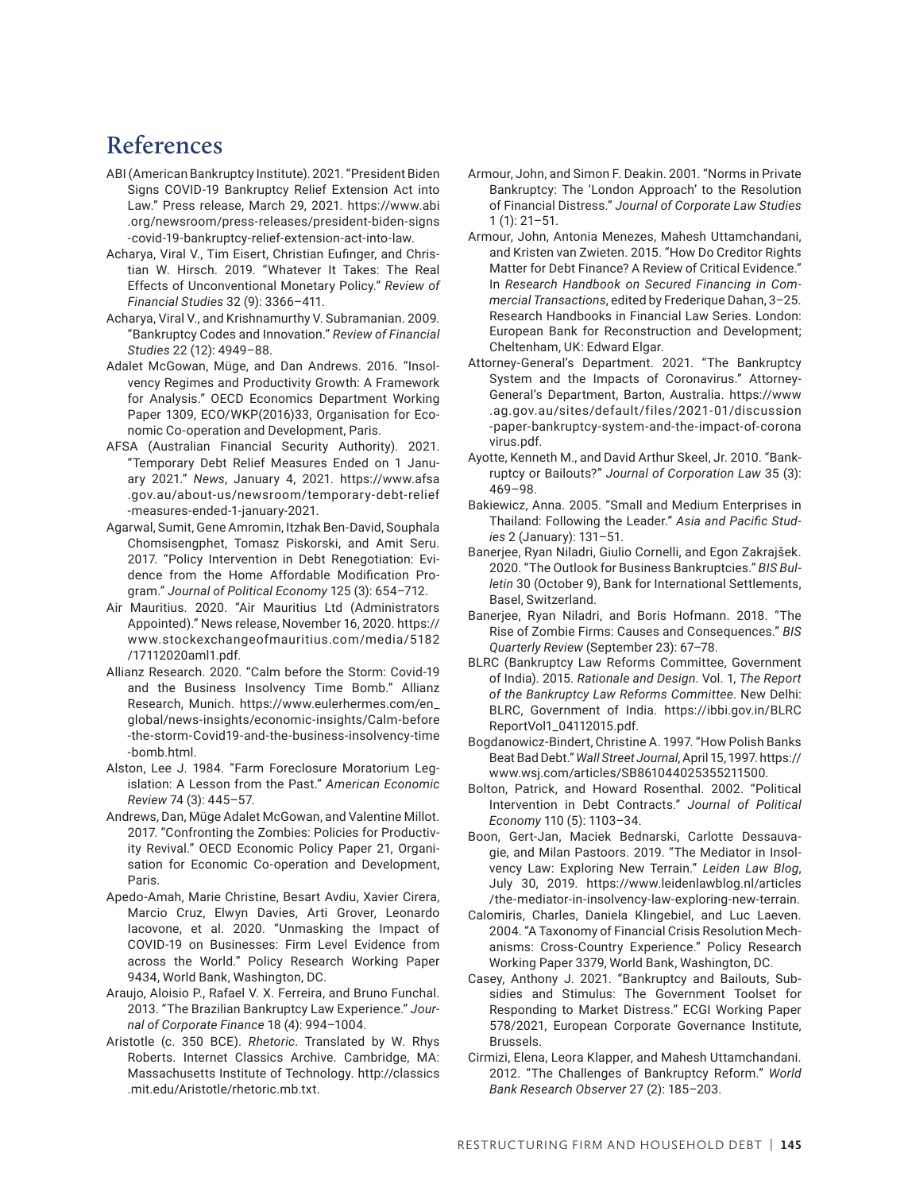# References

ABI (American Bankruptcy Institute). 2021. "President Biden Signs COVID-19 Bankruptcy Relief Extension Act into Law." Press release, March 29, 2021. https://www.abi.org/newsroom/press-releases/president-biden-signs-covid-19-bankruptcy-relief-extension-act-into-law.

Acharya, Viral V., Tim Eisert, Christian Eufinger, and Christian W. Hirsch. 2019. "Whatever It Takes: The Real Effects of Unconventional Monetary Policy." *Review of Financial Studies* 32 (9): 3366–411.

Acharya, Viral V., and Krishnamurthy V. Subramanian. 2009. "Bankruptcy Codes and Innovation." *Review of Financial Studies* 22 (12): 4949–88.

Adalet McGowan, Müge, and Dan Andrews. 2016. "Insolvency Regimes and Productivity Growth: A Framework for Analysis." OECD Economics Department Working Paper 1309, ECO/WKP(2016)33, Organisation for Economic Co-operation and Development, Paris.

AFSA (Australian Financial Security Authority). 2021. "Temporary Debt Relief Measures Ended on 1 January 2021." *News*, January 4, 2021. https://www.afsa.gov.au/about-us/newsroom/temporary-debt-relief-measures-ended-1-january-2021.

Agarwal, Sumit, Gene Amromin, Itzhak Ben-David, Souphala Chomsisengphet, Tomasz Piskorski, and Amit Seru. 2017. "Policy Intervention in Debt Renegotiation: Evidence from the Home Affordable Modification Program." *Journal of Political Economy* 125 (3): 654–712.

Air Mauritius. 2020. "Air Mauritius Ltd (Administrators Appointed)." News release, November 16, 2020. https://www.stockexchangeofmauritius.com/media/5182/17112020aml1.pdf.

Allianz Research. 2020. "Calm before the Storm: Covid-19 and the Business Insolvency Time Bomb." Allianz Research, Munich. https://www.eulerhermes.com/en_global/news-insights/economic-insights/Calm-before-the-storm-Covid19-and-the-business-insolvency-time-bomb.html.

Alston, Lee J. 1984. "Farm Foreclosure Moratorium Legislation: A Lesson from the Past." *American Economic Review* 74 (3): 445–57.

Andrews, Dan, Müge Adalet McGowan, and Valentine Millot. 2017. "Confronting the Zombies: Policies for Productivity Revival." OECD Economic Policy Paper 21, Organisation for Economic Co-operation and Development, Paris.

Apedo-Amah, Marie Christine, Besart Avdiu, Xavier Cirera, Marcio Cruz, Elwyn Davies, Arti Grover, Leonardo Iacovone, et al. 2020. "Unmasking the Impact of COVID-19 on Businesses: Firm Level Evidence from across the World." Policy Research Working Paper 9434, World Bank, Washington, DC.

Araujo, Aloisio P., Rafael V. X. Ferreira, and Bruno Funchal. 2013. "The Brazilian Bankruptcy Law Experience." *Journal of Corporate Finance* 18 (4): 994–1004.

Aristotle (c. 350 BCE). *Rhetoric*. Translated by W. Rhys Roberts. Internet Classics Archive. Cambridge, MA: Massachusetts Institute of Technology. http://classics.mit.edu/Aristotle/rhetoric.mb.txt.

Armour, John, and Simon F. Deakin. 2001. "Norms in Private Bankruptcy: The 'London Approach' to the Resolution of Financial Distress." *Journal of Corporate Law Studies* 1 (1): 21–51.

Armour, John, Antonia Menezes, Mahesh Uttamchandani, and Kristen van Zwieten. 2015. "How Do Creditor Rights Matter for Debt Finance? A Review of Critical Evidence." In *Research Handbook on Secured Financing in Commercial Transactions*, edited by Frederique Dahan, 3–25. Research Handbooks in Financial Law Series. London: European Bank for Reconstruction and Development; Cheltenham, UK: Edward Elgar.

Attorney-General's Department. 2021. "The Bankruptcy System and the Impacts of Coronavirus." Attorney-General's Department, Barton, Australia. https://www.ag.gov.au/sites/default/files/2021-01/discussion-paper-bankruptcy-system-and-the-impact-of-coronavirus.pdf.

Ayotte, Kenneth M., and David Arthur Skeel, Jr. 2010. "Bankruptcy or Bailouts?" *Journal of Corporation Law* 35 (3): 469–98.

Bakiewicz, Anna. 2005. "Small and Medium Enterprises in Thailand: Following the Leader." *Asia and Pacific Studies* 2 (January): 131–51.

Banerjee, Ryan Niladri, Giulio Cornelli, and Egon Zakrajšek. 2020. "The Outlook for Business Bankruptcies." *BIS Bulletin* 30 (October 9), Bank for International Settlements, Basel, Switzerland.

Banerjee, Ryan Niladri, and Boris Hofmann. 2018. "The Rise of Zombie Firms: Causes and Consequences." *BIS Quarterly Review* (September 23): 67–78.

BLRC (Bankruptcy Law Reforms Committee, Government of India). 2015. *Rationale and Design*. Vol. 1, *The Report of the Bankruptcy Law Reforms Committee*. New Delhi: BLRC, Government of India. https://ibbi.gov.in/BLRCReportVol1_04112015.pdf.

Bogdanowicz-Bindert, Christine A. 1997. "How Polish Banks Beat Bad Debt." *Wall Street Journal*, April 15, 1997. https://www.wsj.com/articles/SB861044025355211500.

Bolton, Patrick, and Howard Rosenthal. 2002. "Political Intervention in Debt Contracts." *Journal of Political Economy* 110 (5): 1103–34.

Boon, Gert-Jan, Maciek Bednarski, Carlotte Dessauvagie, and Milan Pastoors. 2019. "The Mediator in Insolvency Law: Exploring New Terrain." *Leiden Law Blog*, July 30, 2019. https://www.leidenlawblog.nl/articles/the-mediator-in-insolvency-law-exploring-new-terrain.

Calomiris, Charles, Daniela Klingebiel, and Luc Laeven. 2004. "A Taxonomy of Financial Crisis Resolution Mechanisms: Cross-Country Experience." Policy Research Working Paper 3379, World Bank, Washington, DC.

Casey, Anthony J. 2021. "Bankruptcy and Bailouts, Subsidies and Stimulus: The Government Toolset for Responding to Market Distress." ECGI Working Paper 578/2021, European Corporate Governance Institute, Brussels.

Cirmizi, Elena, Leora Klapper, and Mahesh Uttamchandani. 2012. "The Challenges of Bankruptcy Reform." *World Bank Research Observer* 27 (2): 185–203.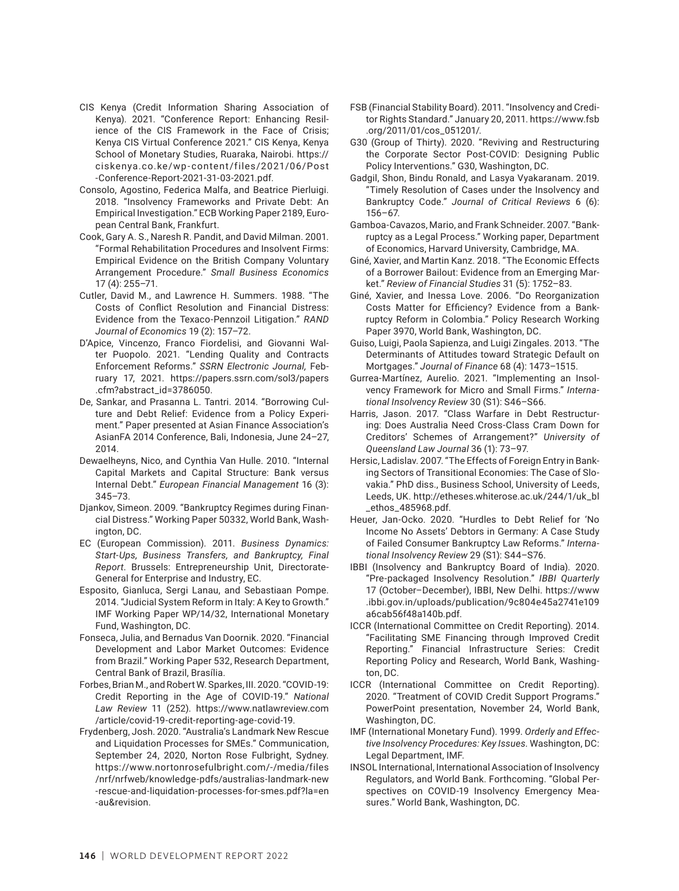CIS Kenya (Credit Information Sharing Association of Kenya). 2021. "Conference Report: Enhancing Resilience of the CIS Framework in the Face of Crisis; Kenya CIS Virtual Conference 2021." CIS Kenya, Kenya School of Monetary Studies, Ruaraka, Nairobi. https://ciskenya.co.ke/wp-content/files/2021/06/Post-Conference-Report-2021-31-03-2021.pdf.

Consolo, Agostino, Federica Malfa, and Beatrice Pierluigi. 2018. "Insolvency Frameworks and Private Debt: An Empirical Investigation." ECB Working Paper 2189, European Central Bank, Frankfurt.

Cook, Gary A. S., Naresh R. Pandit, and David Milman. 2001. "Formal Rehabilitation Procedures and Insolvent Firms: Empirical Evidence on the British Company Voluntary Arrangement Procedure." *Small Business Economics* 17 (4): 255–71.

Cutler, David M., and Lawrence H. Summers. 1988. "The Costs of Conflict Resolution and Financial Distress: Evidence from the Texaco-Pennzoil Litigation." *RAND Journal of Economics* 19 (2): 157–72.

D'Apice, Vincenzo, Franco Fiordelisi, and Giovanni Walter Puopolo. 2021. "Lending Quality and Contracts Enforcement Reforms." *SSRN Electronic Journal,* February 17, 2021. https://papers.ssrn.com/sol3/papers.cfm?abstract_id=3786050.

De, Sankar, and Prasanna L. Tantri. 2014. "Borrowing Culture and Debt Relief: Evidence from a Policy Experiment." Paper presented at Asian Finance Association's AsianFA 2014 Conference, Bali, Indonesia, June 24–27, 2014.

Dewaelheyns, Nico, and Cynthia Van Hulle. 2010. "Internal Capital Markets and Capital Structure: Bank versus Internal Debt." *European Financial Management* 16 (3): 345–73.

Djankov, Simeon. 2009. "Bankruptcy Regimes during Financial Distress." Working Paper 50332, World Bank, Washington, DC.

EC (European Commission). 2011. *Business Dynamics: Start-Ups, Business Transfers, and Bankruptcy, Final Report*. Brussels: Entrepreneurship Unit, Directorate-General for Enterprise and Industry, EC.

Esposito, Gianluca, Sergi Lanau, and Sebastiaan Pompe. 2014. "Judicial System Reform in Italy: A Key to Growth." IMF Working Paper WP/14/32, International Monetary Fund, Washington, DC.

Fonseca, Julia, and Bernadus Van Doornik. 2020. "Financial Development and Labor Market Outcomes: Evidence from Brazil." Working Paper 532, Research Department, Central Bank of Brazil, Brasília.

Forbes, Brian M., and Robert W. Sparkes, III. 2020. "COVID-19: Credit Reporting in the Age of COVID-19." *National Law Review* 11 (252). https://www.natlawreview.com/article/covid-19-credit-reporting-age-covid-19.

Frydenberg, Josh. 2020. "Australia's Landmark New Rescue and Liquidation Processes for SMEs." Communication, September 24, 2020, Norton Rose Fulbright, Sydney. https://www.nortonrosefulbright.com/-/media/files/nrf/nrfweb/knowledge-pdfs/australias-landmark-new-rescue-and-liquidation-processes-for-smes.pdf?la=en-au&revision.

FSB (Financial Stability Board). 2011. "Insolvency and Creditor Rights Standard." January 20, 2011. https://www.fsb.org/2011/01/cos_051201/.

G30 (Group of Thirty). 2020. "Reviving and Restructuring the Corporate Sector Post-COVID: Designing Public Policy Interventions." G30, Washington, DC.

Gadgil, Shon, Bindu Ronald, and Lasya Vyakaranam. 2019. "Timely Resolution of Cases under the Insolvency and Bankruptcy Code." *Journal of Critical Reviews* 6 (6): 156–67.

Gamboa-Cavazos, Mario, and Frank Schneider. 2007. "Bankruptcy as a Legal Process." Working paper, Department of Economics, Harvard University, Cambridge, MA.

Giné, Xavier, and Martin Kanz. 2018. "The Economic Effects of a Borrower Bailout: Evidence from an Emerging Market." *Review of Financial Studies* 31 (5): 1752–83.

Giné, Xavier, and Inessa Love. 2006. "Do Reorganization Costs Matter for Efficiency? Evidence from a Bankruptcy Reform in Colombia." Policy Research Working Paper 3970, World Bank, Washington, DC.

Guiso, Luigi, Paola Sapienza, and Luigi Zingales. 2013. "The Determinants of Attitudes toward Strategic Default on Mortgages." *Journal of Finance* 68 (4): 1473–1515.

Gurrea-Martínez, Aurelio. 2021. "Implementing an Insolvency Framework for Micro and Small Firms." *International Insolvency Review* 30 (S1): S46–S66.

Harris, Jason. 2017. "Class Warfare in Debt Restructuring: Does Australia Need Cross-Class Cram Down for Creditors' Schemes of Arrangement?" *University of Queensland Law Journal* 36 (1): 73–97.

Hersic, Ladislav. 2007. "The Effects of Foreign Entry in Banking Sectors of Transitional Economies: The Case of Slovakia." PhD diss., Business School, University of Leeds, Leeds, UK. http://etheses.whiterose.ac.uk/244/1/uk_bl_ethos_485968.pdf.

Heuer, Jan-Ocko. 2020. "Hurdles to Debt Relief for 'No Income No Assets' Debtors in Germany: A Case Study of Failed Consumer Bankruptcy Law Reforms." *International Insolvency Review* 29 (S1): S44–S76.

IBBI (Insolvency and Bankruptcy Board of India). 2020. "Pre-packaged Insolvency Resolution." *IBBI Quarterly* 17 (October–December), IBBI, New Delhi. https://www.ibbi.gov.in/uploads/publication/9c804e45a2741e109a6cab56f48a140b.pdf.

ICCR (International Committee on Credit Reporting). 2014. "Facilitating SME Financing through Improved Credit Reporting." Financial Infrastructure Series: Credit Reporting Policy and Research, World Bank, Washington, DC.

ICCR (International Committee on Credit Reporting). 2020. "Treatment of COVID Credit Support Programs." PowerPoint presentation, November 24, World Bank, Washington, DC.

IMF (International Monetary Fund). 1999. *Orderly and Effective Insolvency Procedures: Key Issues*. Washington, DC: Legal Department, IMF.

INSOL International, International Association of Insolvency Regulators, and World Bank. Forthcoming. "Global Perspectives on COVID-19 Insolvency Emergency Measures." World Bank, Washington, DC.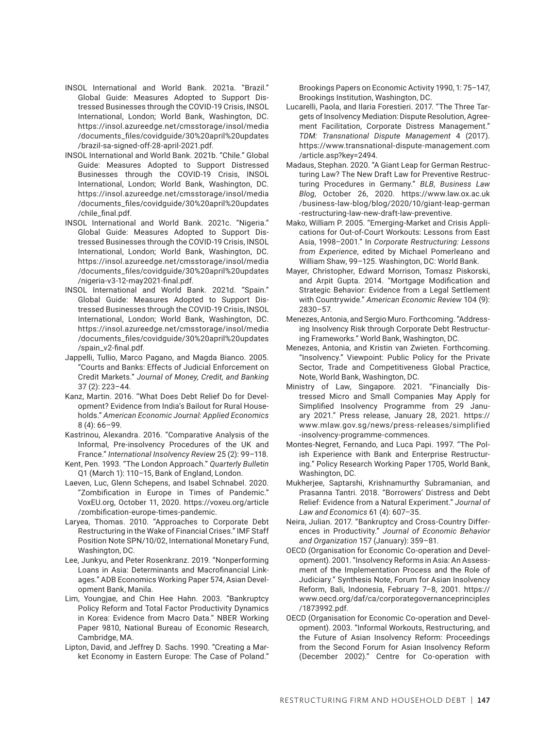INSOL International and World Bank. 2021a. "Brazil." Global Guide: Measures Adopted to Support Distressed Businesses through the COVID-19 Crisis, INSOL International, London; World Bank, Washington, DC. https://insol.azureedge.net/cmsstorage/insol/media/documents_files/covidguide/30%20april%20updates/brazil-sa-signed-off-28-april-2021.pdf.

INSOL International and World Bank. 2021b. "Chile." Global Guide: Measures Adopted to Support Distressed Businesses through the COVID-19 Crisis, INSOL International, London; World Bank, Washington, DC. https://insol.azureedge.net/cmsstorage/insol/media/documents_files/covidguide/30%20april%20updates/chile_final.pdf.

INSOL International and World Bank. 2021c. "Nigeria." Global Guide: Measures Adopted to Support Distressed Businesses through the COVID-19 Crisis, INSOL International, London; World Bank, Washington, DC. https://insol.azureedge.net/cmsstorage/insol/media/documents_files/covidguide/30%20april%20updates/nigeria-v3-12-may2021-final.pdf.

INSOL International and World Bank. 2021d. "Spain." Global Guide: Measures Adopted to Support Distressed Businesses through the COVID-19 Crisis, INSOL International, London; World Bank, Washington, DC. https://insol.azureedge.net/cmsstorage/insol/media/documents_files/covidguide/30%20april%20updates/spain_v2-final.pdf.

Jappelli, Tullio, Marco Pagano, and Magda Bianco. 2005. "Courts and Banks: Effects of Judicial Enforcement on Credit Markets." *Journal of Money, Credit, and Banking* 37 (2): 223–44.

Kanz, Martin. 2016. "What Does Debt Relief Do for Development? Evidence from India's Bailout for Rural Households." *American Economic Journal: Applied Economics* 8 (4): 66–99.

Kastrinou, Alexandra. 2016. "Comparative Analysis of the Informal, Pre-insolvency Procedures of the UK and France." *International Insolvency Review* 25 (2): 99–118.

Kent, Pen. 1993. "The London Approach." *Quarterly Bulletin* Q1 (March 1): 110–15, Bank of England, London.

Laeven, Luc, Glenn Schepens, and Isabel Schnabel. 2020. "Zombification in Europe in Times of Pandemic." VoxEU.org, October 11, 2020. https://voxeu.org/article/zombification-europe-times-pandemic.

Laryea, Thomas. 2010. "Approaches to Corporate Debt Restructuring in the Wake of Financial Crises." IMF Staff Position Note SPN/10/02, International Monetary Fund, Washington, DC.

Lee, Junkyu, and Peter Rosenkranz. 2019. "Nonperforming Loans in Asia: Determinants and Macrofinancial Linkages." ADB Economics Working Paper 574, Asian Development Bank, Manila.

Lim, Youngjae, and Chin Hee Hahn. 2003. "Bankruptcy Policy Reform and Total Factor Productivity Dynamics in Korea: Evidence from Macro Data." NBER Working Paper 9810, National Bureau of Economic Research, Cambridge, MA.

Lipton, David, and Jeffrey D. Sachs. 1990. "Creating a Market Economy in Eastern Europe: The Case of Poland." Brookings Papers on Economic Activity 1990, 1: 75–147, Brookings Institution, Washington, DC.

Lucarelli, Paola, and Ilaria Forestieri. 2017. "The Three Targets of Insolvency Mediation: Dispute Resolution, Agreement Facilitation, Corporate Distress Management." *TDM: Transnational Dispute Management* 4 (2017). https://www.transnational-dispute-management.com/article.asp?key=2494.

Madaus, Stephan. 2020. "A Giant Leap for German Restructuring Law? The New Draft Law for Preventive Restructuring Procedures in Germany." *BLB, Business Law Blog*, October 26, 2020. https://www.law.ox.ac.uk/business-law-blog/blog/2020/10/giant-leap-german-restructuring-law-new-draft-law-preventive.

Mako, William P. 2005. "Emerging-Market and Crisis Applications for Out-of-Court Workouts: Lessons from East Asia, 1998–2001." In *Corporate Restructuring: Lessons from Experience*, edited by Michael Pomerleano and William Shaw, 99–125. Washington, DC: World Bank.

Mayer, Christopher, Edward Morrison, Tomasz Piskorski, and Arpit Gupta. 2014. "Mortgage Modification and Strategic Behavior: Evidence from a Legal Settlement with Countrywide." *American Economic Review* 104 (9): 2830–57.

Menezes, Antonia, and Sergio Muro. Forthcoming. "Addressing Insolvency Risk through Corporate Debt Restructuring Frameworks." World Bank, Washington, DC.

Menezes, Antonia, and Kristin van Zwieten. Forthcoming. "Insolvency." Viewpoint: Public Policy for the Private Sector, Trade and Competitiveness Global Practice, Note, World Bank, Washington, DC.

Ministry of Law, Singapore. 2021. "Financially Distressed Micro and Small Companies May Apply for Simplified Insolvency Programme from 29 January 2021." Press release, January 28, 2021. https://www.mlaw.gov.sg/news/press-releases/simplified-insolvency-programme-commences.

Montes-Negret, Fernando, and Luca Papi. 1997. "The Polish Experience with Bank and Enterprise Restructuring." Policy Research Working Paper 1705, World Bank, Washington, DC.

Mukherjee, Saptarshi, Krishnamurthy Subramanian, and Prasanna Tantri. 2018. "Borrowers' Distress and Debt Relief: Evidence from a Natural Experiment." *Journal of Law and Economics* 61 (4): 607–35.

Neira, Julian. 2017. "Bankruptcy and Cross-Country Differences in Productivity." *Journal of Economic Behavior and Organization* 157 (January): 359–81.

OECD (Organisation for Economic Co-operation and Development). 2001. "Insolvency Reforms in Asia: An Assessment of the Implementation Process and the Role of Judiciary." Synthesis Note, Forum for Asian Insolvency Reform, Bali, Indonesia, February 7–8, 2001. https://www.oecd.org/daf/ca/corporategovernanceprinciples/1873992.pdf.

OECD (Organisation for Economic Co-operation and Development). 2003. "Informal Workouts, Restructuring, and the Future of Asian Insolvency Reform: Proceedings from the Second Forum for Asian Insolvency Reform (December 2002)." Centre for Co-operation with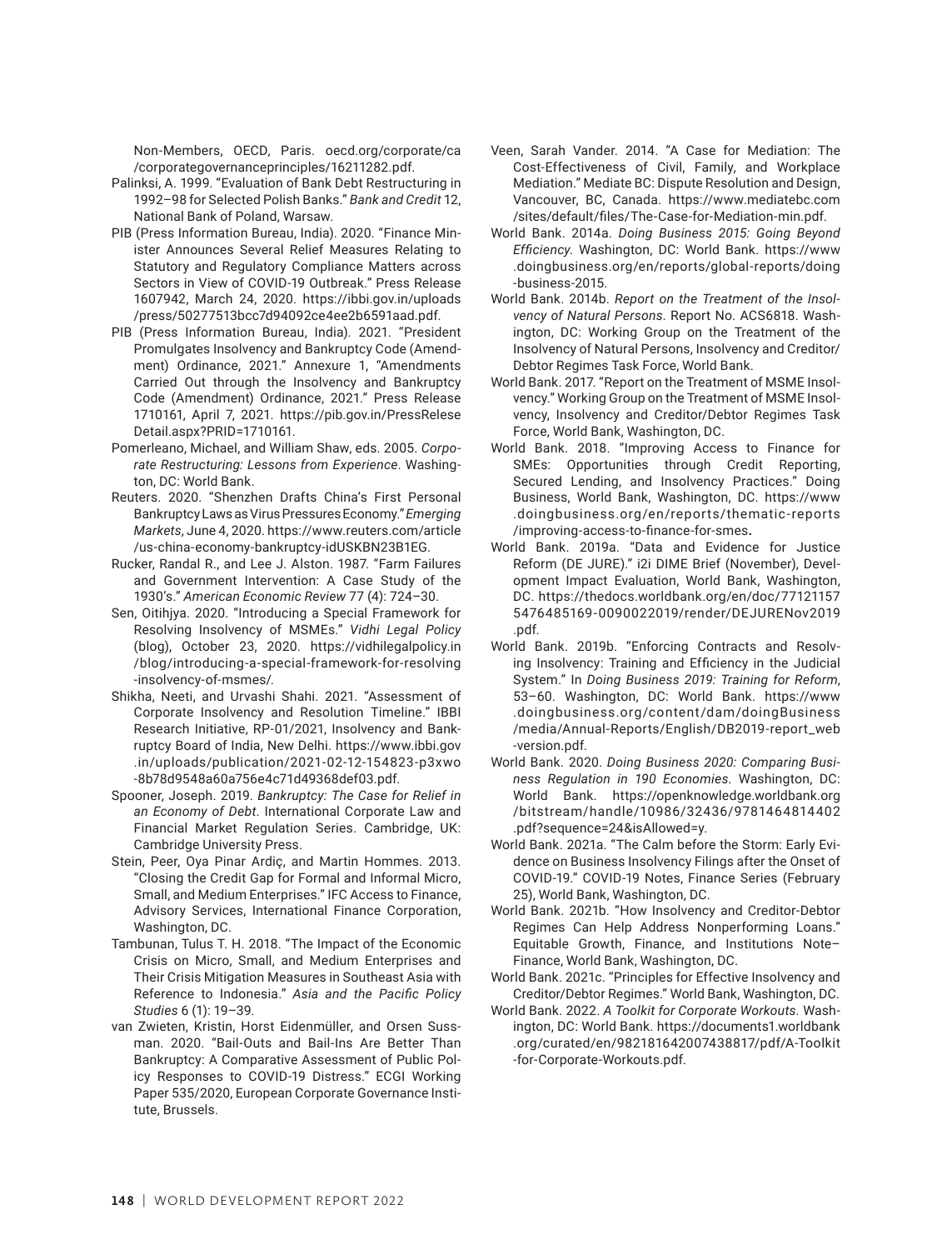Non-Members, OECD, Paris. oecd.org/corporate/ca/corporategovernanceprinciples/16211282.pdf.

Palinksi, A. 1999. "Evaluation of Bank Debt Restructuring in 1992–98 for Selected Polish Banks." *Bank and Credit* 12, National Bank of Poland, Warsaw.

PIB (Press Information Bureau, India). 2020. "Finance Minister Announces Several Relief Measures Relating to Statutory and Regulatory Compliance Matters across Sectors in View of COVID-19 Outbreak." Press Release 1607942, March 24, 2020. https://ibbi.gov.in/uploads/press/50277513bcc7d94092ce4ee2b6591aad.pdf.

PIB (Press Information Bureau, India). 2021. "President Promulgates Insolvency and Bankruptcy Code (Amendment) Ordinance, 2021." Annexure 1, "Amendments Carried Out through the Insolvency and Bankruptcy Code (Amendment) Ordinance, 2021." Press Release 1710161, April 7, 2021. https://pib.gov.in/PressReleseDetail.aspx?PRID=1710161.

Pomerleano, Michael, and William Shaw, eds. 2005. *Corporate Restructuring: Lessons from Experience*. Washington, DC: World Bank.

Reuters. 2020. "Shenzhen Drafts China's First Personal Bankruptcy Laws as Virus Pressures Economy." *Emerging Markets*, June 4, 2020. https://www.reuters.com/article/us-china-economy-bankruptcy-idUSKBN23B1EG.

Rucker, Randal R., and Lee J. Alston. 1987. "Farm Failures and Government Intervention: A Case Study of the 1930's." *American Economic Review* 77 (4): 724–30.

Sen, Oitihjya. 2020. "Introducing a Special Framework for Resolving Insolvency of MSMEs." *Vidhi Legal Policy* (blog), October 23, 2020. https://vidhilegalpolicy.in/blog/introducing-a-special-framework-for-resolving-insolvency-of-msmes/.

Shikha, Neeti, and Urvashi Shahi. 2021. "Assessment of Corporate Insolvency and Resolution Timeline." IBBI Research Initiative, RP-01/2021, Insolvency and Bankruptcy Board of India, New Delhi. https://www.ibbi.gov.in/uploads/publication/2021-02-12-154823-p3xwo-8b78d9548a60a756e4c71d49368def03.pdf.

Spooner, Joseph. 2019. *Bankruptcy: The Case for Relief in an Economy of Debt*. International Corporate Law and Financial Market Regulation Series. Cambridge, UK: Cambridge University Press.

Stein, Peer, Oya Pinar Ardiç, and Martin Hommes. 2013. "Closing the Credit Gap for Formal and Informal Micro, Small, and Medium Enterprises." IFC Access to Finance, Advisory Services, International Finance Corporation, Washington, DC.

Tambunan, Tulus T. H. 2018. "The Impact of the Economic Crisis on Micro, Small, and Medium Enterprises and Their Crisis Mitigation Measures in Southeast Asia with Reference to Indonesia." *Asia and the Pacific Policy Studies* 6 (1): 19–39.

van Zwieten, Kristin, Horst Eidenmüller, and Orsen Sussman. 2020. "Bail-Outs and Bail-Ins Are Better Than Bankruptcy: A Comparative Assessment of Public Policy Responses to COVID-19 Distress." ECGI Working Paper 535/2020, European Corporate Governance Institute, Brussels.

Veen, Sarah Vander. 2014. "A Case for Mediation: The Cost-Effectiveness of Civil, Family, and Workplace Mediation." Mediate BC: Dispute Resolution and Design, Vancouver, BC, Canada. https://www.mediatebc.com/sites/default/files/The-Case-for-Mediation-min.pdf.

World Bank. 2014a. *Doing Business 2015: Going Beyond Efficiency*. Washington, DC: World Bank. https://www.doingbusiness.org/en/reports/global-reports/doing-business-2015.

World Bank. 2014b. *Report on the Treatment of the Insolvency of Natural Persons*. Report No. ACS6818. Washington, DC: Working Group on the Treatment of the Insolvency of Natural Persons, Insolvency and Creditor/Debtor Regimes Task Force, World Bank.

World Bank. 2017. "Report on the Treatment of MSME Insolvency." Working Group on the Treatment of MSME Insolvency, Insolvency and Creditor/Debtor Regimes Task Force, World Bank, Washington, DC.

World Bank. 2018. "Improving Access to Finance for SMEs: Opportunities through Credit Reporting, Secured Lending, and Insolvency Practices." Doing Business, World Bank, Washington, DC. https://www.doingbusiness.org/en/reports/thematic-reports/improving-access-to-finance-for-smes.

World Bank. 2019a. "Data and Evidence for Justice Reform (DE JURE)." i2i DIME Brief (November), Development Impact Evaluation, World Bank, Washington, DC. https://thedocs.worldbank.org/en/doc/771211575476485169-0090022019/render/DEJURENov2019.pdf.

World Bank. 2019b. "Enforcing Contracts and Resolving Insolvency: Training and Efficiency in the Judicial System." In *Doing Business 2019: Training for Reform*, 53–60. Washington, DC: World Bank. https://www.doingbusiness.org/content/dam/doingBusiness/media/Annual-Reports/English/DB2019-report_web-version.pdf.

World Bank. 2020. *Doing Business 2020: Comparing Business Regulation in 190 Economies*. Washington, DC: World Bank. https://openknowledge.worldbank.org/bitstream/handle/10986/32436/9781464814402.pdf?sequence=24&isAllowed=y.

World Bank. 2021a. "The Calm before the Storm: Early Evidence on Business Insolvency Filings after the Onset of COVID-19." COVID-19 Notes, Finance Series (February 25), World Bank, Washington, DC.

World Bank. 2021b. "How Insolvency and Creditor-Debtor Regimes Can Help Address Nonperforming Loans." Equitable Growth, Finance, and Institutions Note–Finance, World Bank, Washington, DC.

World Bank. 2021c. "Principles for Effective Insolvency and Creditor/Debtor Regimes." World Bank, Washington, DC.

World Bank. 2022. *A Toolkit for Corporate Workouts*. Washington, DC: World Bank. https://documents1.worldbank.org/curated/en/982181642007438817/pdf/A-Toolkit-for-Corporate-Workouts.pdf.